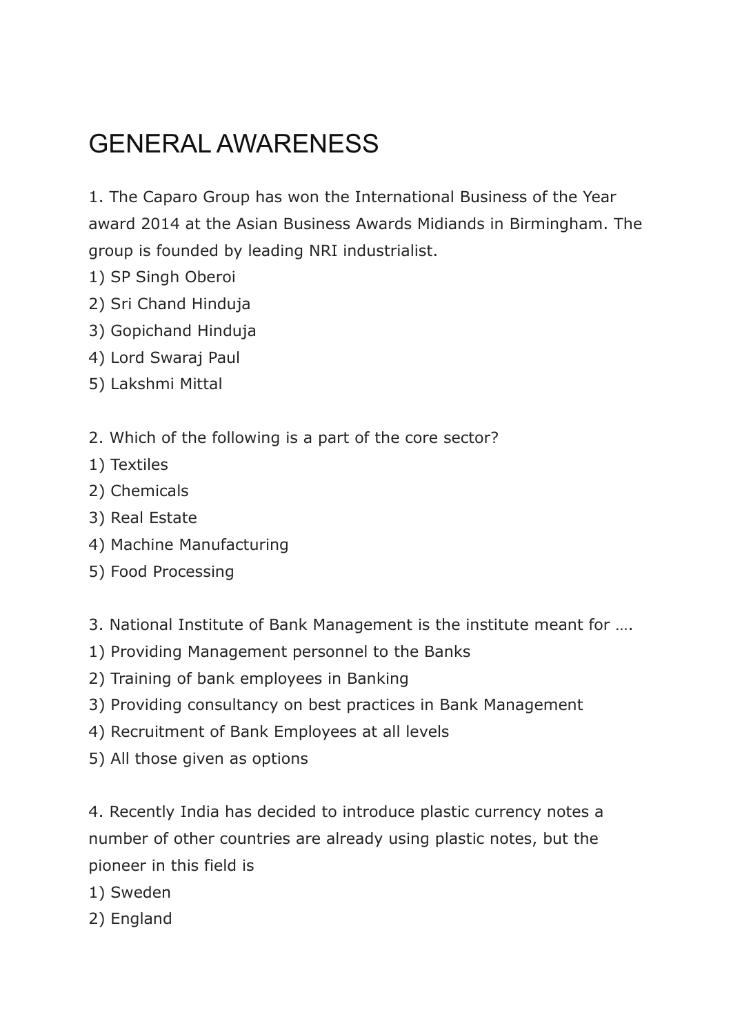# GENERAL AWARENESS

1. The Caparo Group has won the International Business of the Year award 2014 at the Asian Business Awards Midiands in Birmingham. The group is founded by leading NRI industrialist.
1) SP Singh Oberoi
2) Sri Chand Hinduja
3) Gopichand Hinduja
4) Lord Swaraj Paul
5) Lakshmi Mittal

2. Which of the following is a part of the core sector?
1) Textiles
2) Chemicals
3) Real Estate
4) Machine Manufacturing
5) Food Processing

3. National Institute of Bank Management is the institute meant for ….
1) Providing Management personnel to the Banks
2) Training of bank employees in Banking
3) Providing consultancy on best practices in Bank Management
4) Recruitment of Bank Employees at all levels
5) All those given as options

4. Recently India has decided to introduce plastic currency notes a number of other countries are already using plastic notes, but the pioneer in this field is
1) Sweden
2) England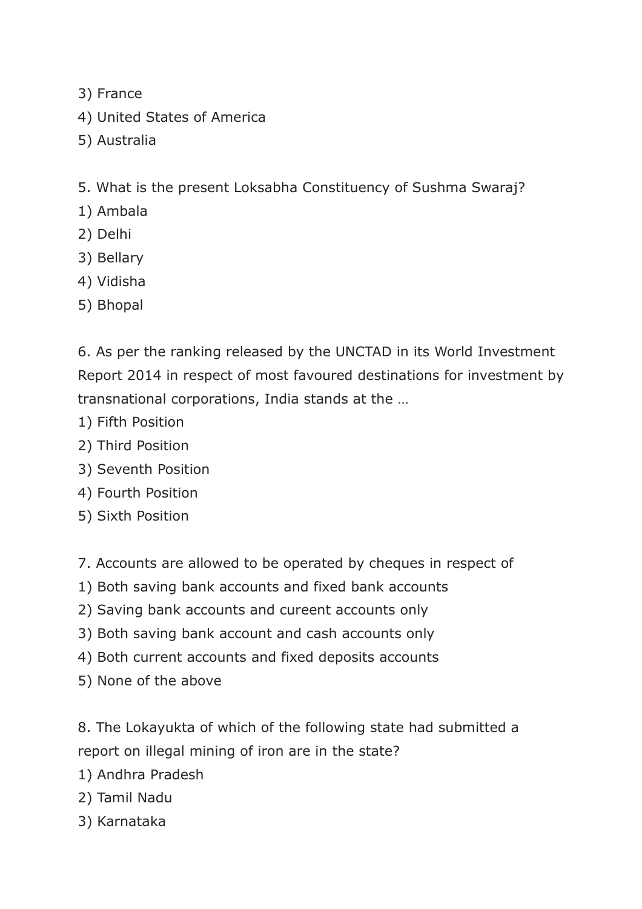3) France
4) United States of America
5) Australia

5. What is the present Loksabha Constituency of Sushma Swaraj?
1) Ambala
2) Delhi
3) Bellary
4) Vidisha
5) Bhopal

6. As per the ranking released by the UNCTAD in its World Investment Report 2014 in respect of most favoured destinations for investment by transnational corporations, India stands at the …
1) Fifth Position
2) Third Position
3) Seventh Position
4) Fourth Position
5) Sixth Position

7. Accounts are allowed to be operated by cheques in respect of
1) Both saving bank accounts and fixed bank accounts
2) Saving bank accounts and cureent accounts only
3) Both saving bank account and cash accounts only
4) Both current accounts and fixed deposits accounts
5) None of the above

8. The Lokayukta of which of the following state had submitted a report on illegal mining of iron are in the state?
1) Andhra Pradesh
2) Tamil Nadu
3) Karnataka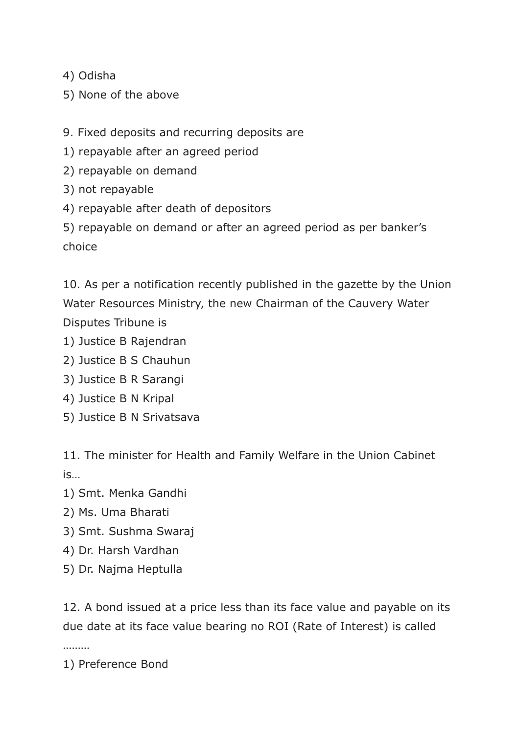4) Odisha

5) None of the above

9. Fixed deposits and recurring deposits are

1) repayable after an agreed period

2) repayable on demand

3) not repayable

4) repayable after death of depositors

5) repayable on demand or after an agreed period as per banker’s choice

10. As per a notification recently published in the gazette by the Union Water Resources Ministry, the new Chairman of the Cauvery Water Disputes Tribune is

1) Justice B Rajendran

2) Justice B S Chauhun

3) Justice B R Sarangi

4) Justice B N Kripal

5) Justice B N Srivatsava

11. The minister for Health and Family Welfare in the Union Cabinet is…

1) Smt. Menka Gandhi

2) Ms. Uma Bharati

3) Smt. Sushma Swaraj

4) Dr. Harsh Vardhan

5) Dr. Najma Heptulla

12. A bond issued at a price less than its face value and payable on its due date at its face value bearing no ROI (Rate of Interest) is called ………

1) Preference Bond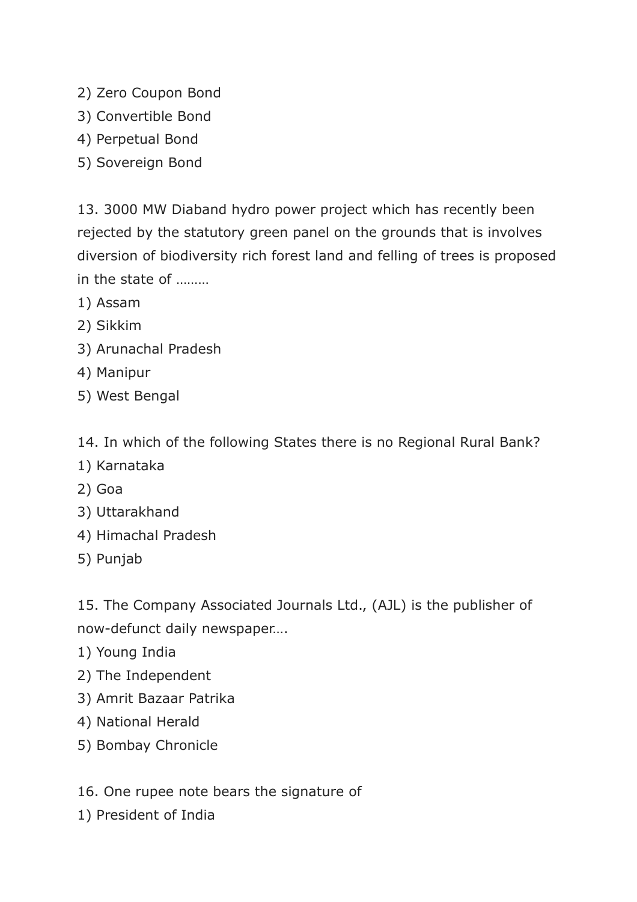2) Zero Coupon Bond
3) Convertible Bond
4) Perpetual Bond
5) Sovereign Bond

13. 3000 MW Diaband hydro power project which has recently been rejected by the statutory green panel on the grounds that is involves diversion of biodiversity rich forest land and felling of trees is proposed in the state of ………
1) Assam
2) Sikkim
3) Arunachal Pradesh
4) Manipur
5) West Bengal

14. In which of the following States there is no Regional Rural Bank?
1) Karnataka
2) Goa
3) Uttarakhand
4) Himachal Pradesh
5) Punjab

15. The Company Associated Journals Ltd., (AJL) is the publisher of now-defunct daily newspaper….
1) Young India
2) The Independent
3) Amrit Bazaar Patrika
4) National Herald
5) Bombay Chronicle

16. One rupee note bears the signature of
1) President of India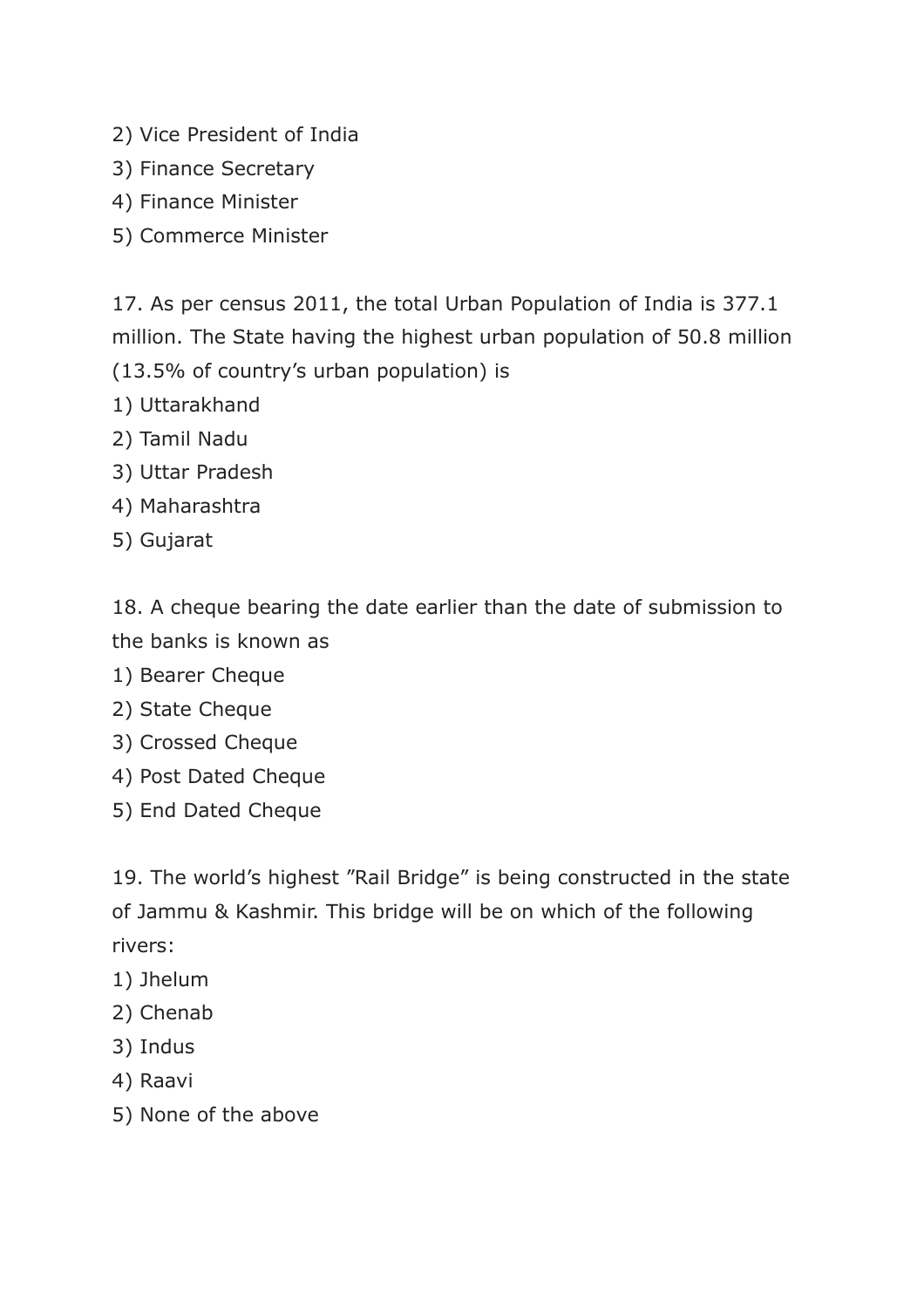2) Vice President of India
3) Finance Secretary
4) Finance Minister
5) Commerce Minister

17. As per census 2011, the total Urban Population of India is 377.1 million. The State having the highest urban population of 50.8 million (13.5% of country's urban population) is
1) Uttarakhand
2) Tamil Nadu
3) Uttar Pradesh
4) Maharashtra
5) Gujarat

18. A cheque bearing the date earlier than the date of submission to the banks is known as
1) Bearer Cheque
2) State Cheque
3) Crossed Cheque
4) Post Dated Cheque
5) End Dated Cheque

19. The world's highest "Rail Bridge" is being constructed in the state of Jammu & Kashmir. This bridge will be on which of the following rivers:
1) Jhelum
2) Chenab
3) Indus
4) Raavi
5) None of the above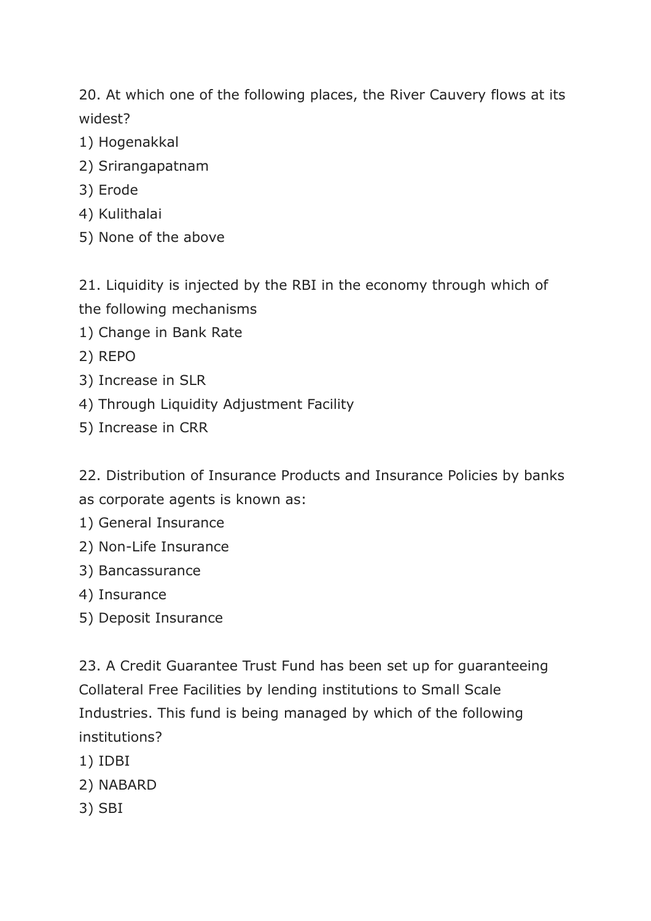20. At which one of the following places, the River Cauvery flows at its widest?

1) Hogenakkal
2) Srirangapatnam
3) Erode
4) Kulithalai
5) None of the above

21. Liquidity is injected by the RBI in the economy through which of the following mechanisms

1) Change in Bank Rate
2) REPO
3) Increase in SLR
4) Through Liquidity Adjustment Facility
5) Increase in CRR

22. Distribution of Insurance Products and Insurance Policies by banks as corporate agents is known as:

1) General Insurance
2) Non-Life Insurance
3) Bancassurance
4) Insurance
5) Deposit Insurance

23. A Credit Guarantee Trust Fund has been set up for guaranteeing Collateral Free Facilities by lending institutions to Small Scale Industries. This fund is being managed by which of the following institutions?

1) IDBI
2) NABARD
3) SBI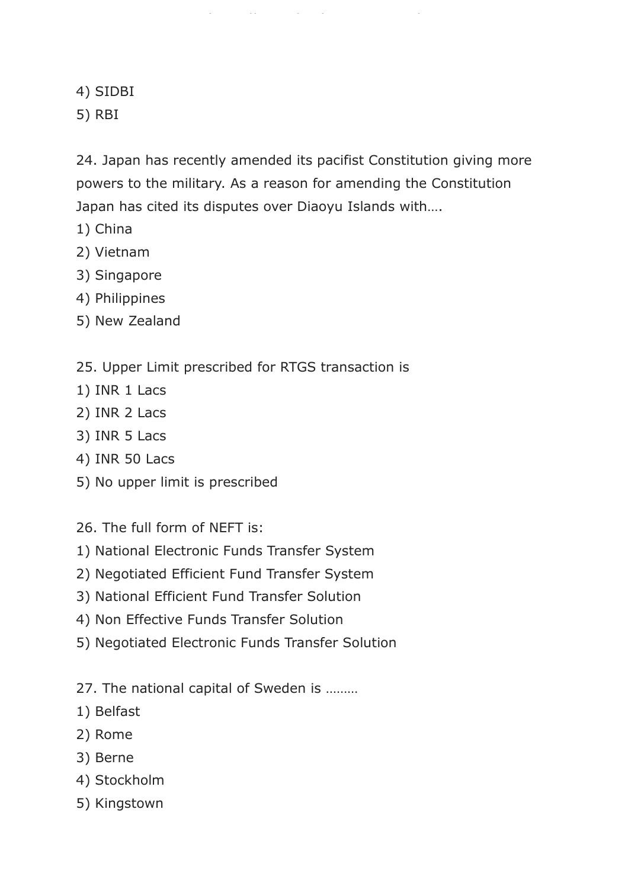4) SIDBI
5) RBI

24. Japan has recently amended its pacifist Constitution giving more powers to the military. As a reason for amending the Constitution Japan has cited its disputes over Diaoyu Islands with….
1) China
2) Vietnam
3) Singapore
4) Philippines
5) New Zealand

25. Upper Limit prescribed for RTGS transaction is
1) INR 1 Lacs
2) INR 2 Lacs
3) INR 5 Lacs
4) INR 50 Lacs
5) No upper limit is prescribed

26. The full form of NEFT is:
1) National Electronic Funds Transfer System
2) Negotiated Efficient Fund Transfer System
3) National Efficient Fund Transfer Solution
4) Non Effective Funds Transfer Solution
5) Negotiated Electronic Funds Transfer Solution

27. The national capital of Sweden is ………
1) Belfast
2) Rome
3) Berne
4) Stockholm
5) Kingstown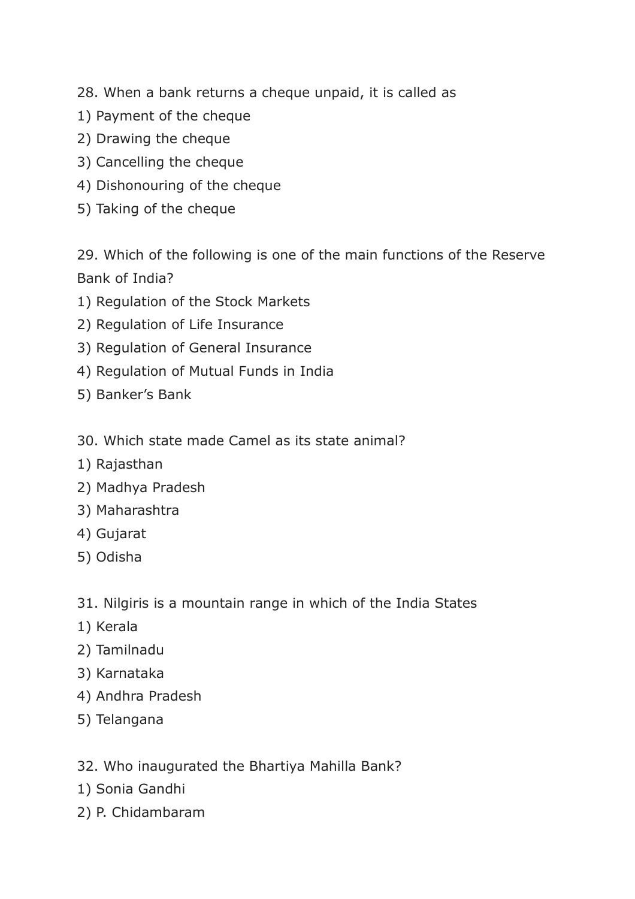28. When a bank returns a cheque unpaid, it is called as
1) Payment of the cheque
2) Drawing the cheque
3) Cancelling the cheque
4) Dishonouring of the cheque
5) Taking of the cheque

29. Which of the following is one of the main functions of the Reserve Bank of India?
1) Regulation of the Stock Markets
2) Regulation of Life Insurance
3) Regulation of General Insurance
4) Regulation of Mutual Funds in India
5) Banker's Bank

30. Which state made Camel as its state animal?
1) Rajasthan
2) Madhya Pradesh
3) Maharashtra
4) Gujarat
5) Odisha

31. Nilgiris is a mountain range in which of the India States
1) Kerala
2) Tamilnadu
3) Karnataka
4) Andhra Pradesh
5) Telangana

32. Who inaugurated the Bhartiya Mahilla Bank?
1) Sonia Gandhi
2) P. Chidambaram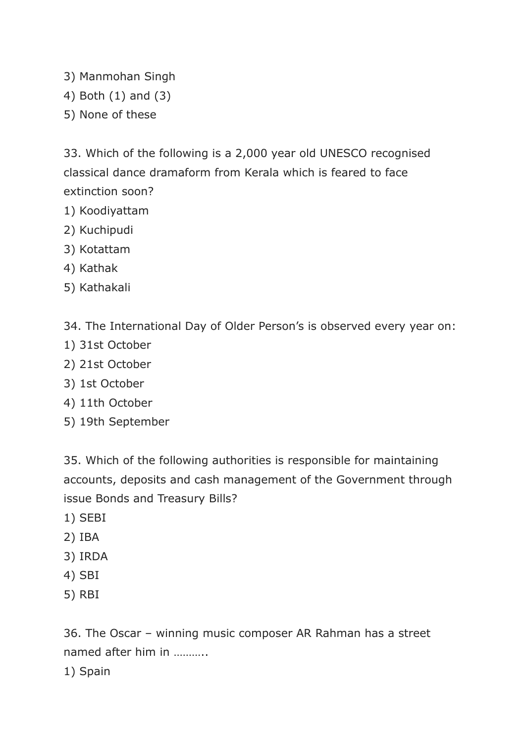3) Manmohan Singh
4) Both (1) and (3)
5) None of these

33. Which of the following is a 2,000 year old UNESCO recognised classical dance dramaform from Kerala which is feared to face extinction soon?
1) Koodiyattam
2) Kuchipudi
3) Kotattam
4) Kathak
5) Kathakali

34. The International Day of Older Person's is observed every year on:
1) 31st October
2) 21st October
3) 1st October
4) 11th October
5) 19th September

35. Which of the following authorities is responsible for maintaining accounts, deposits and cash management of the Government through issue Bonds and Treasury Bills?
1) SEBI
2) IBA
3) IRDA
4) SBI
5) RBI

36. The Oscar – winning music composer AR Rahman has a street named after him in ………..
1) Spain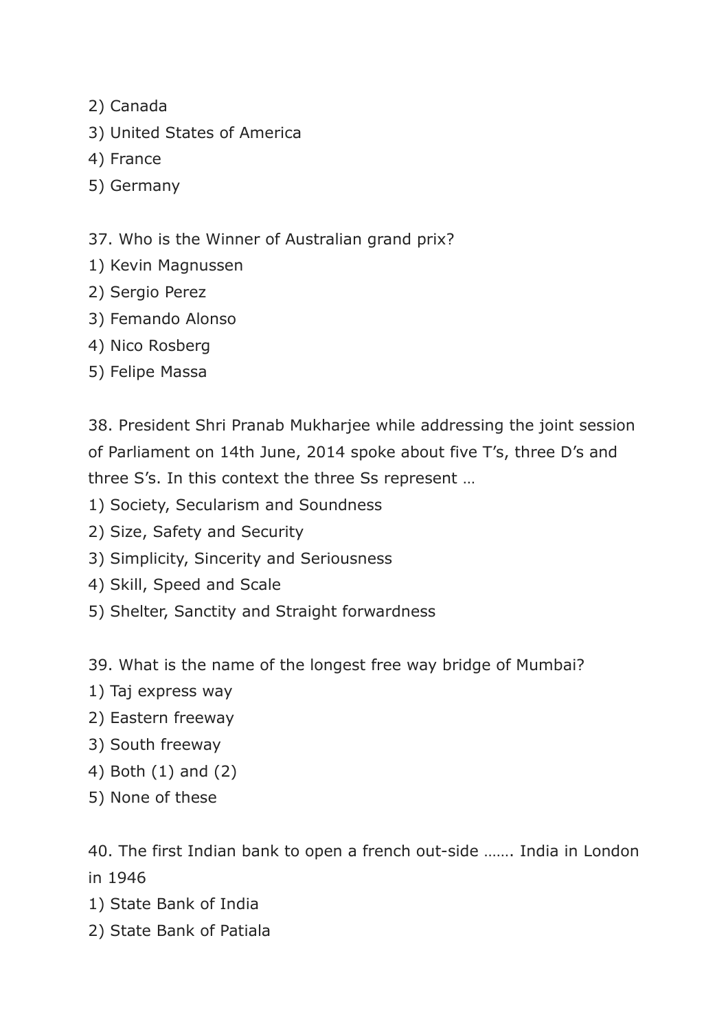2) Canada
3) United States of America
4) France
5) Germany

37. Who is the Winner of Australian grand prix?
1) Kevin Magnussen
2) Sergio Perez
3) Femando Alonso
4) Nico Rosberg
5) Felipe Massa

38. President Shri Pranab Mukharjee while addressing the joint session of Parliament on 14th June, 2014 spoke about five T's, three D's and three S's. In this context the three Ss represent …
1) Society, Secularism and Soundness
2) Size, Safety and Security
3) Simplicity, Sincerity and Seriousness
4) Skill, Speed and Scale
5) Shelter, Sanctity and Straight forwardness

39. What is the name of the longest free way bridge of Mumbai?
1) Taj express way
2) Eastern freeway
3) South freeway
4) Both (1) and (2)
5) None of these

40. The first Indian bank to open a french out-side ……. India in London in 1946
1) State Bank of India
2) State Bank of Patiala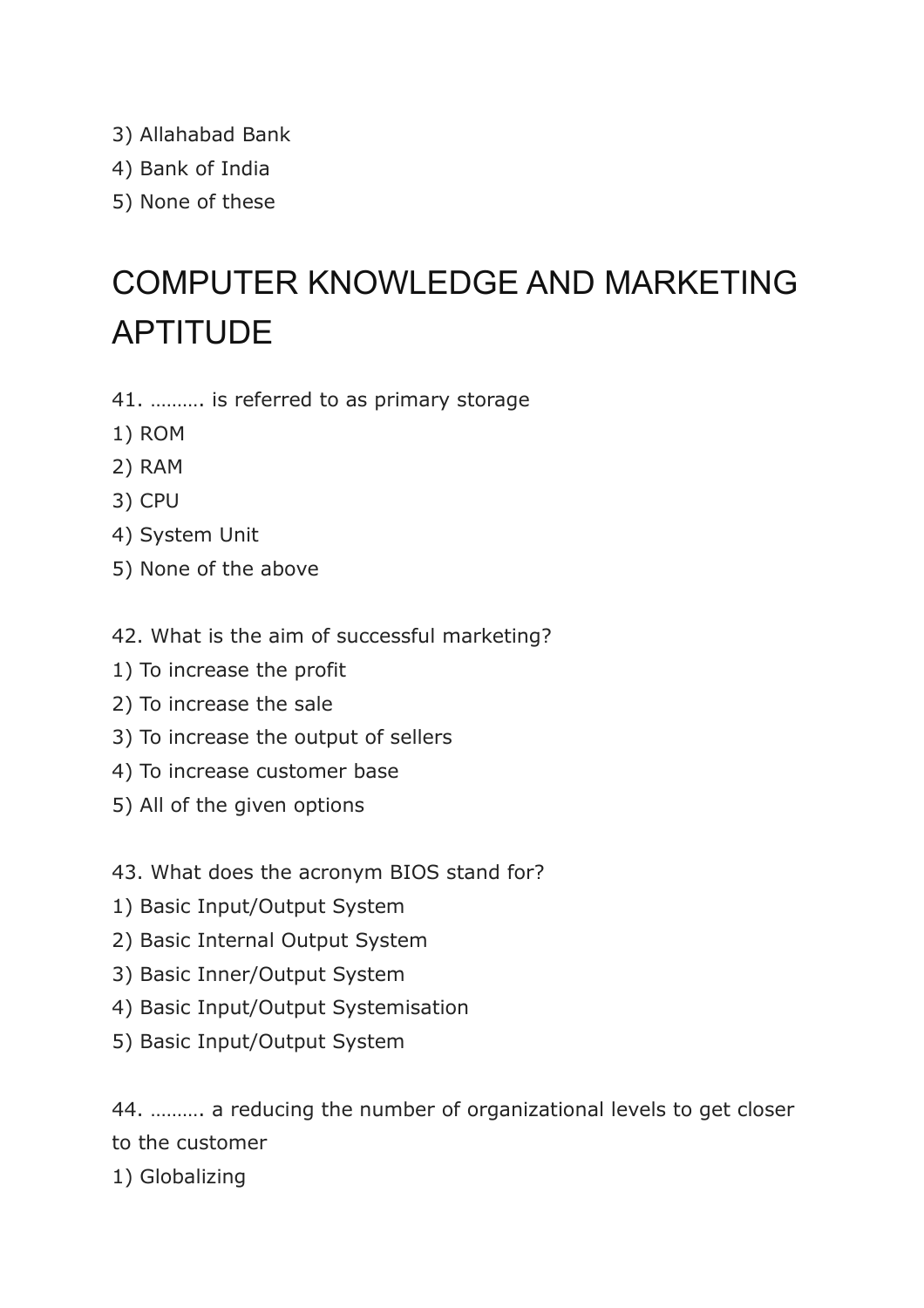3) Allahabad Bank
4) Bank of India
5) None of these

# COMPUTER KNOWLEDGE AND MARKETING APTITUDE

41. ………. is referred to as primary storage
1) ROM
2) RAM
3) CPU
4) System Unit
5) None of the above

42. What is the aim of successful marketing?
1) To increase the profit
2) To increase the sale
3) To increase the output of sellers
4) To increase customer base
5) All of the given options

43. What does the acronym BIOS stand for?
1) Basic Input/Output System
2) Basic Internal Output System
3) Basic Inner/Output System
4) Basic Input/Output Systemisation
5) Basic Input/Output System

44. ………. a reducing the number of organizational levels to get closer to the customer
1) Globalizing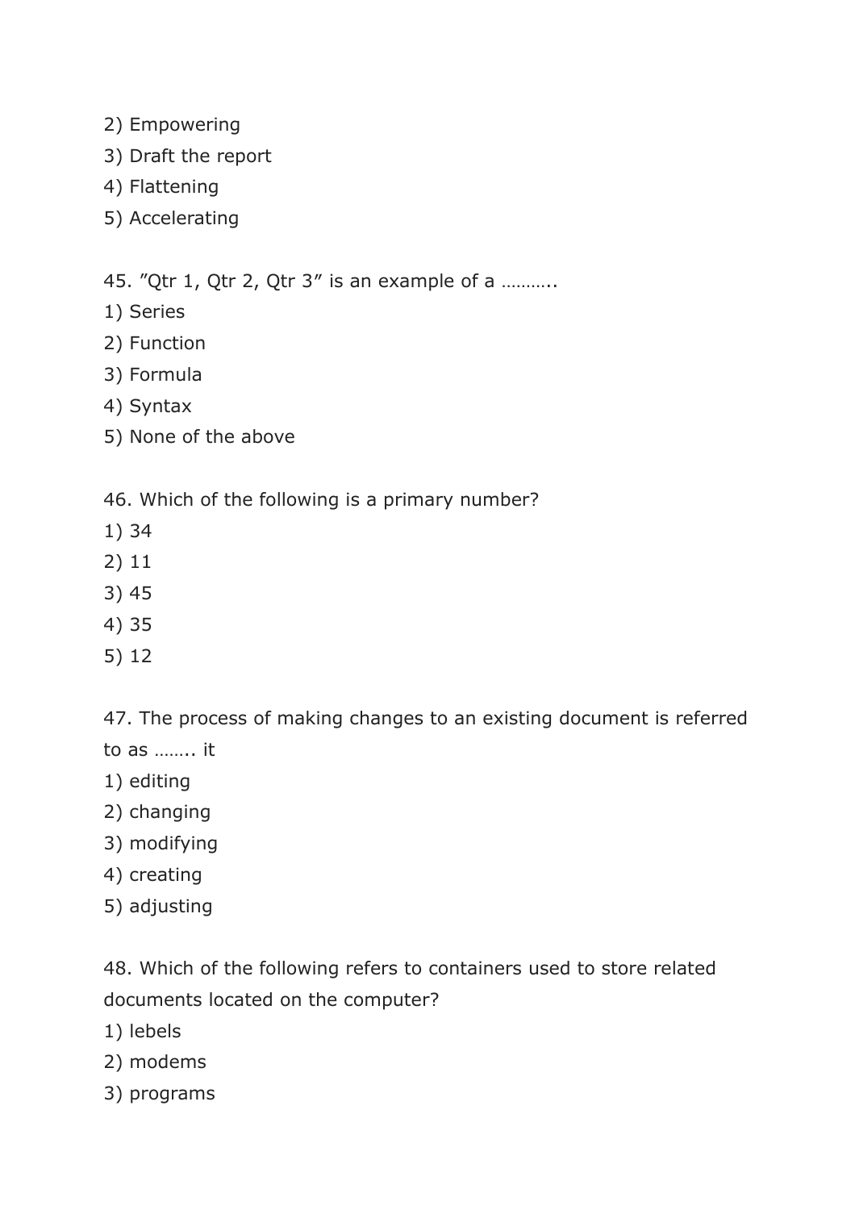2) Empowering
3) Draft the report
4) Flattening
5) Accelerating

45. ”Qtr 1, Qtr 2, Qtr 3” is an example of a ………..
1) Series
2) Function
3) Formula
4) Syntax
5) None of the above

46. Which of the following is a primary number?
1) 34
2) 11
3) 45
4) 35
5) 12

47. The process of making changes to an existing document is referred to as …….. it
1) editing
2) changing
3) modifying
4) creating
5) adjusting

48. Which of the following refers to containers used to store related documents located on the computer?
1) lebels
2) modems
3) programs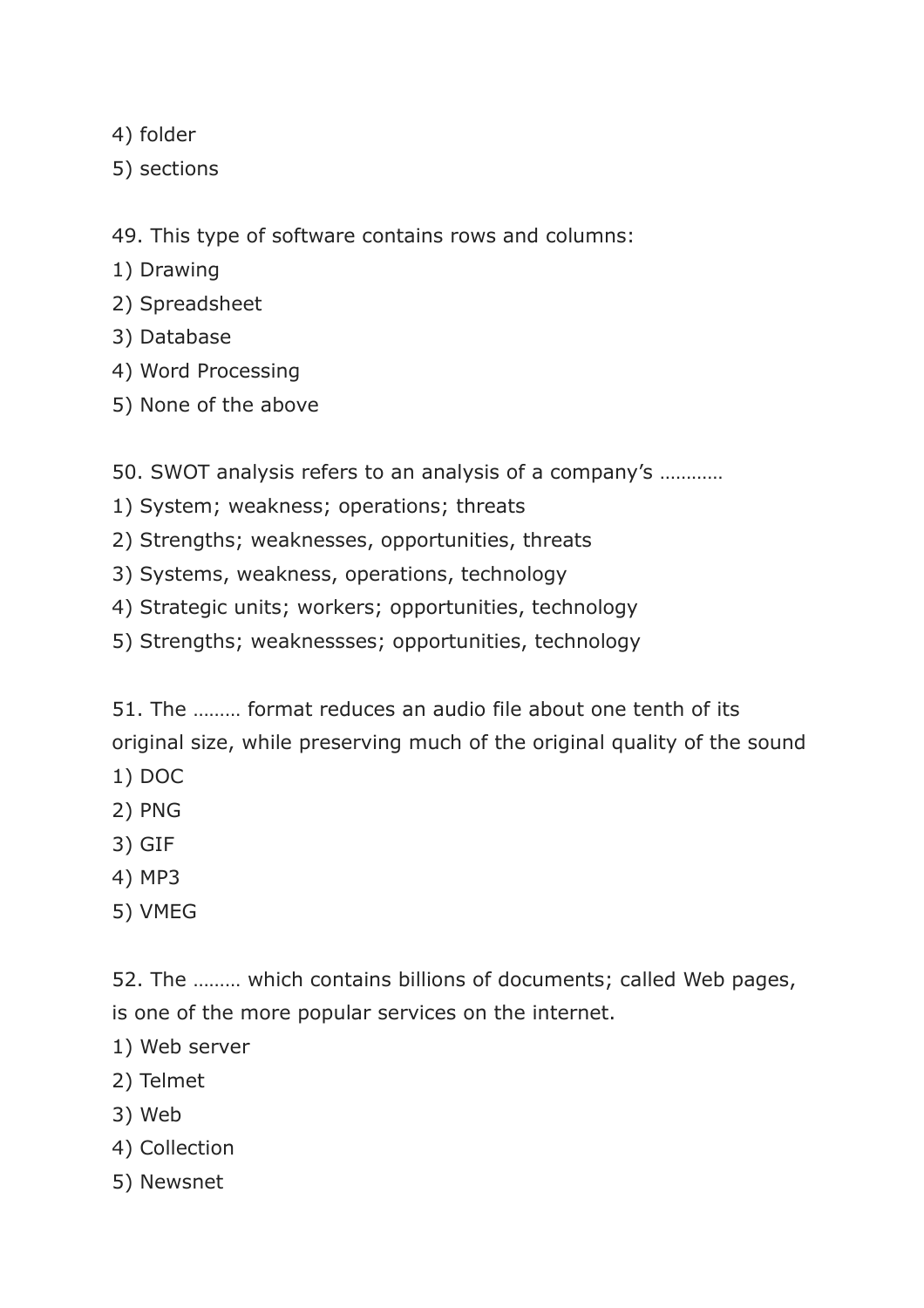4) folder

5) sections

49. This type of software contains rows and columns:

1) Drawing

2) Spreadsheet

3) Database

4) Word Processing

5) None of the above

50. SWOT analysis refers to an analysis of a company's …………

1) System; weakness; operations; threats

2) Strengths; weaknesses, opportunities, threats

3) Systems, weakness, operations, technology

4) Strategic units; workers; opportunities, technology

5) Strengths; weaknessses; opportunities, technology

51. The ……… format reduces an audio file about one tenth of its original size, while preserving much of the original quality of the sound

1) DOC

2) PNG

3) GIF

4) MP3

5) VMEG

52. The ……… which contains billions of documents; called Web pages, is one of the more popular services on the internet.

1) Web server

2) Telmet

3) Web

4) Collection

5) Newsnet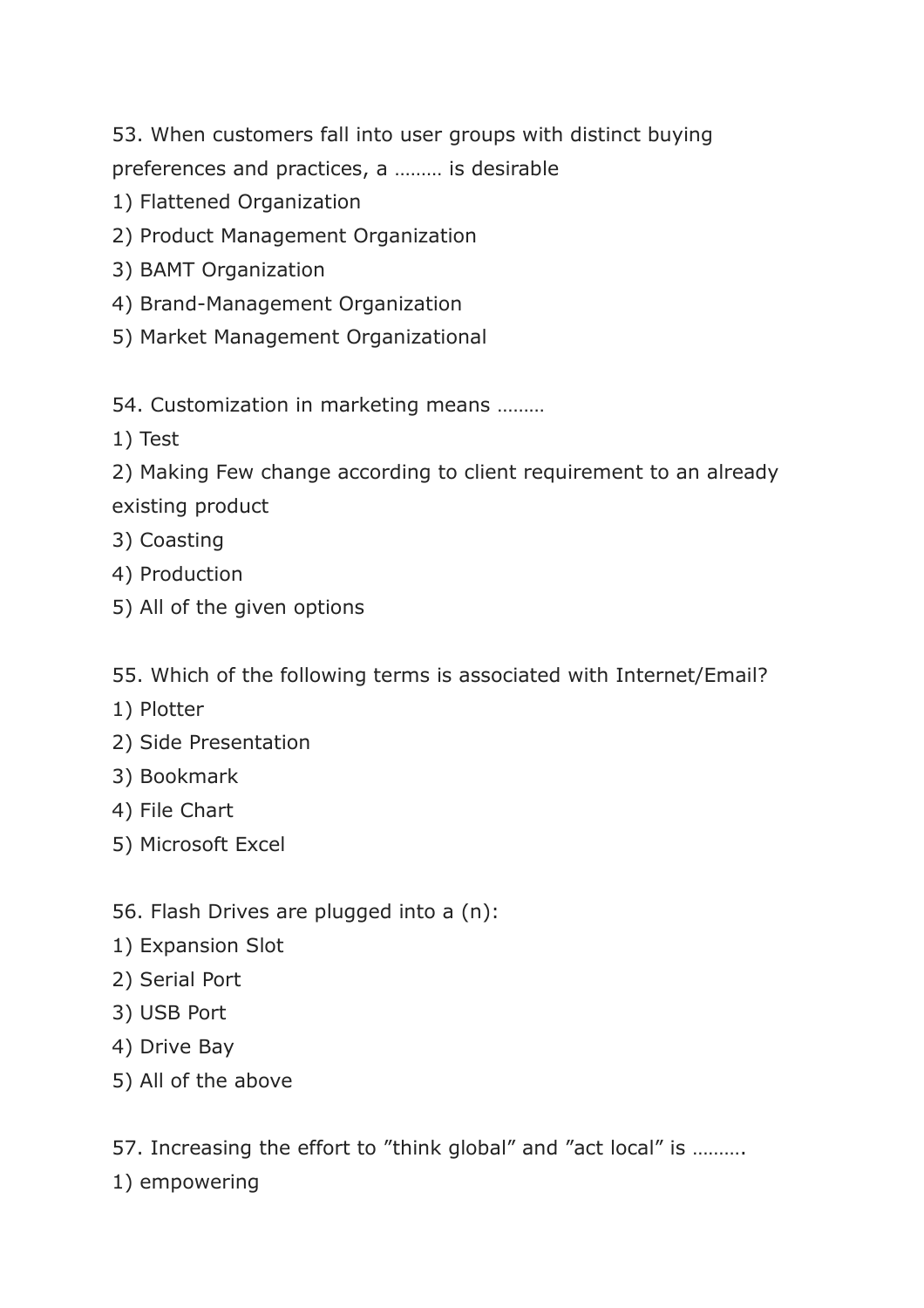53. When customers fall into user groups with distinct buying preferences and practices, a ……… is desirable

1) Flattened Organization
2) Product Management Organization
3) BAMT Organization
4) Brand-Management Organization
5) Market Management Organizational

54. Customization in marketing means ………

1) Test
2) Making Few change according to client requirement to an already existing product
3) Coasting
4) Production
5) All of the given options

55. Which of the following terms is associated with Internet/Email?

1) Plotter
2) Side Presentation
3) Bookmark
4) File Chart
5) Microsoft Excel

56. Flash Drives are plugged into a (n):

1) Expansion Slot
2) Serial Port
3) USB Port
4) Drive Bay
5) All of the above

57. Increasing the effort to ”think global” and ”act local” is ……….

1) empowering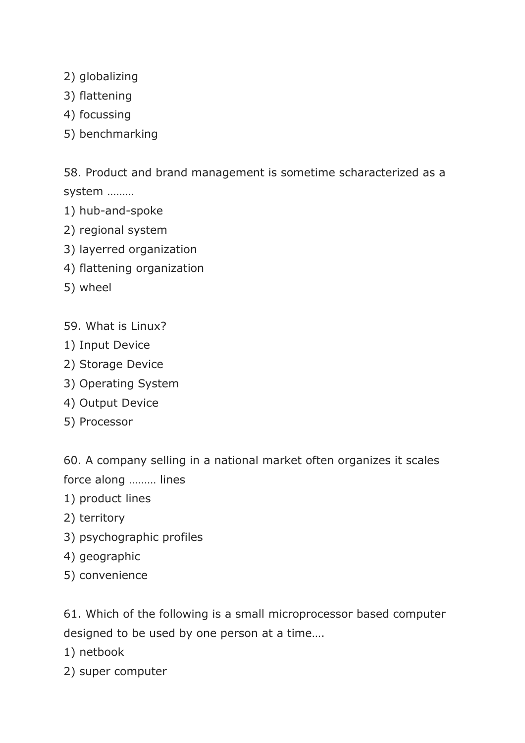2) globalizing
3) flattening
4) focussing
5) benchmarking

58. Product and brand management is sometime scharacterized as a system ………
1) hub-and-spoke
2) regional system
3) layerred organization
4) flattening organization
5) wheel

59. What is Linux?
1) Input Device
2) Storage Device
3) Operating System
4) Output Device
5) Processor

60. A company selling in a national market often organizes it scales force along ……… lines
1) product lines
2) territory
3) psychographic profiles
4) geographic
5) convenience

61. Which of the following is a small microprocessor based computer designed to be used by one person at a time….
1) netbook
2) super computer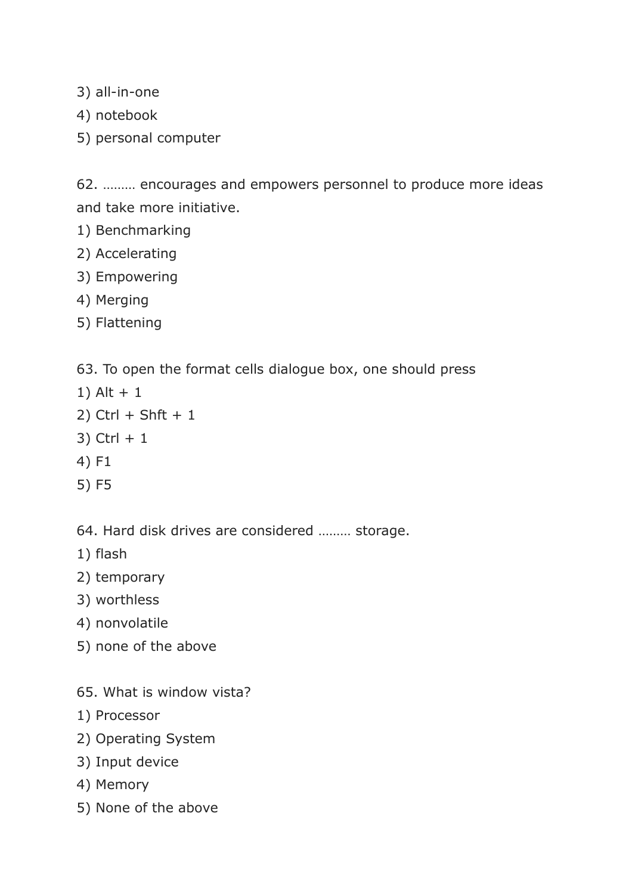3) all-in-one
4) notebook
5) personal computer

62. ……… encourages and empowers personnel to produce more ideas and take more initiative.
1) Benchmarking
2) Accelerating
3) Empowering
4) Merging
5) Flattening

63. To open the format cells dialogue box, one should press
1) Alt + 1
2) Ctrl + Shft + 1
3) Ctrl + 1
4) F1
5) F5

64. Hard disk drives are considered ……… storage.
1) flash
2) temporary
3) worthless
4) nonvolatile
5) none of the above

65. What is window vista?
1) Processor
2) Operating System
3) Input device
4) Memory
5) None of the above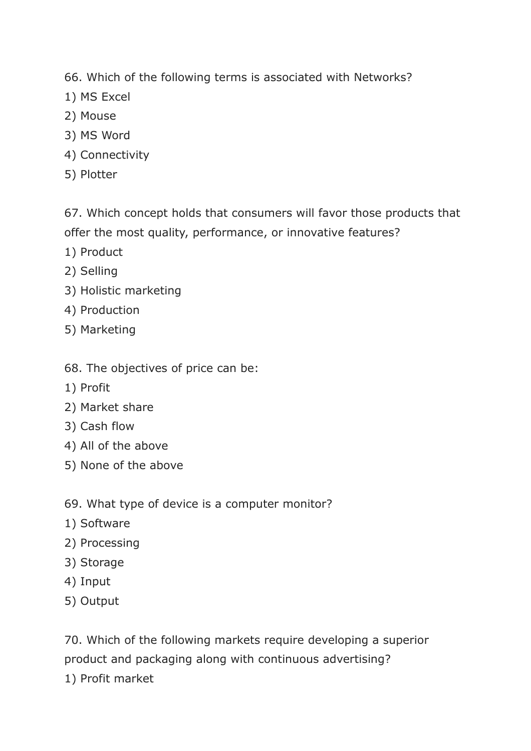66. Which of the following terms is associated with Networks?

1) MS Excel
2) Mouse
3) MS Word
4) Connectivity
5) Plotter

67. Which concept holds that consumers will favor those products that offer the most quality, performance, or innovative features?

1) Product
2) Selling
3) Holistic marketing
4) Production
5) Marketing

68. The objectives of price can be:

1) Profit
2) Market share
3) Cash flow
4) All of the above
5) None of the above

69. What type of device is a computer monitor?

1) Software
2) Processing
3) Storage
4) Input
5) Output

70. Which of the following markets require developing a superior product and packaging along with continuous advertising?

1) Profit market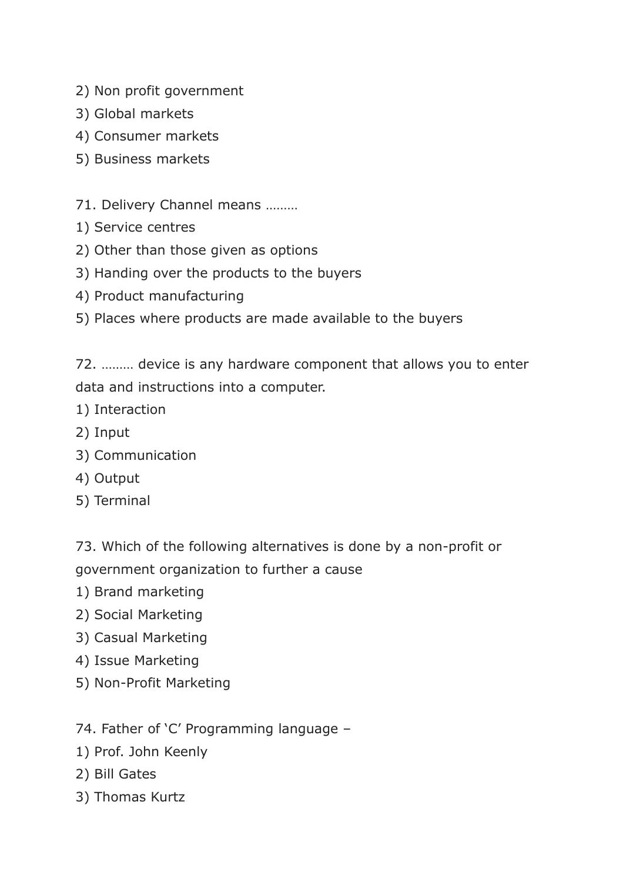2) Non profit government
3) Global markets
4) Consumer markets
5) Business markets

71. Delivery Channel means ………
1) Service centres
2) Other than those given as options
3) Handing over the products to the buyers
4) Product manufacturing
5) Places where products are made available to the buyers

72. ……… device is any hardware component that allows you to enter data and instructions into a computer.
1) Interaction
2) Input
3) Communication
4) Output
5) Terminal

73. Which of the following alternatives is done by a non-profit or government organization to further a cause
1) Brand marketing
2) Social Marketing
3) Casual Marketing
4) Issue Marketing
5) Non-Profit Marketing

74. Father of 'C' Programming language –
1) Prof. John Keenly
2) Bill Gates
3) Thomas Kurtz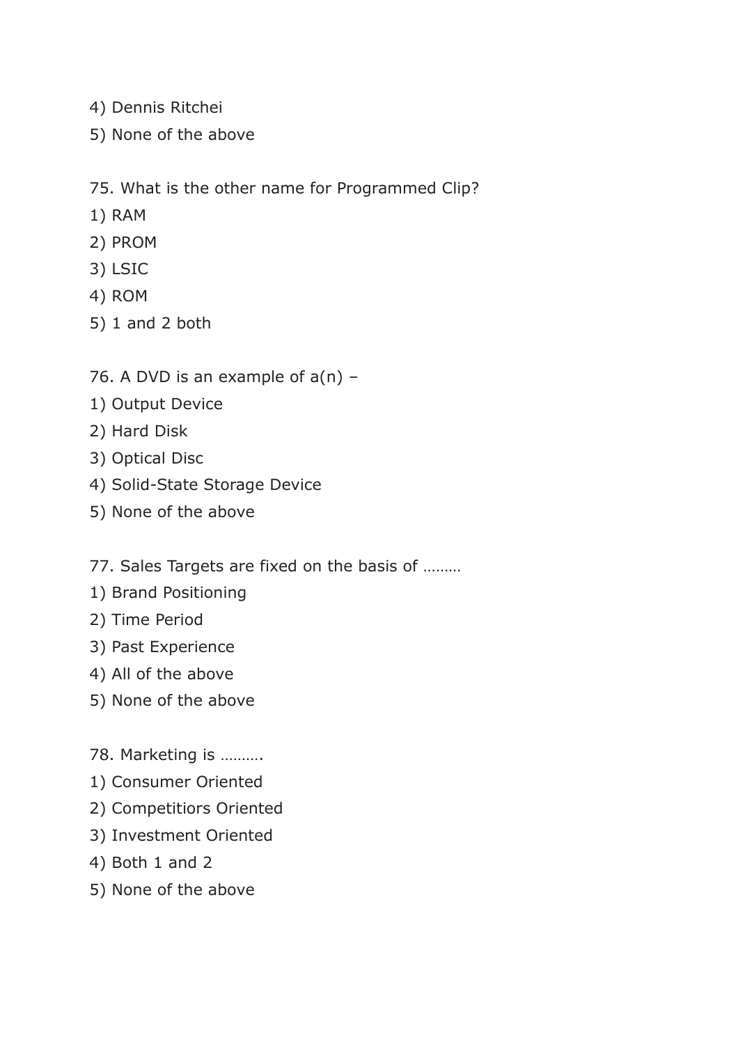4) Dennis Ritchei

5) None of the above

75. What is the other name for Programmed Clip?

1) RAM

2) PROM

3) LSIC

4) ROM

5) 1 and 2 both

76. A DVD is an example of a(n) –

1) Output Device

2) Hard Disk

3) Optical Disc

4) Solid-State Storage Device

5) None of the above

77. Sales Targets are fixed on the basis of ………

1) Brand Positioning

2) Time Period

3) Past Experience

4) All of the above

5) None of the above

78. Marketing is ……….

1) Consumer Oriented

2) Competitiors Oriented

3) Investment Oriented

4) Both 1 and 2

5) None of the above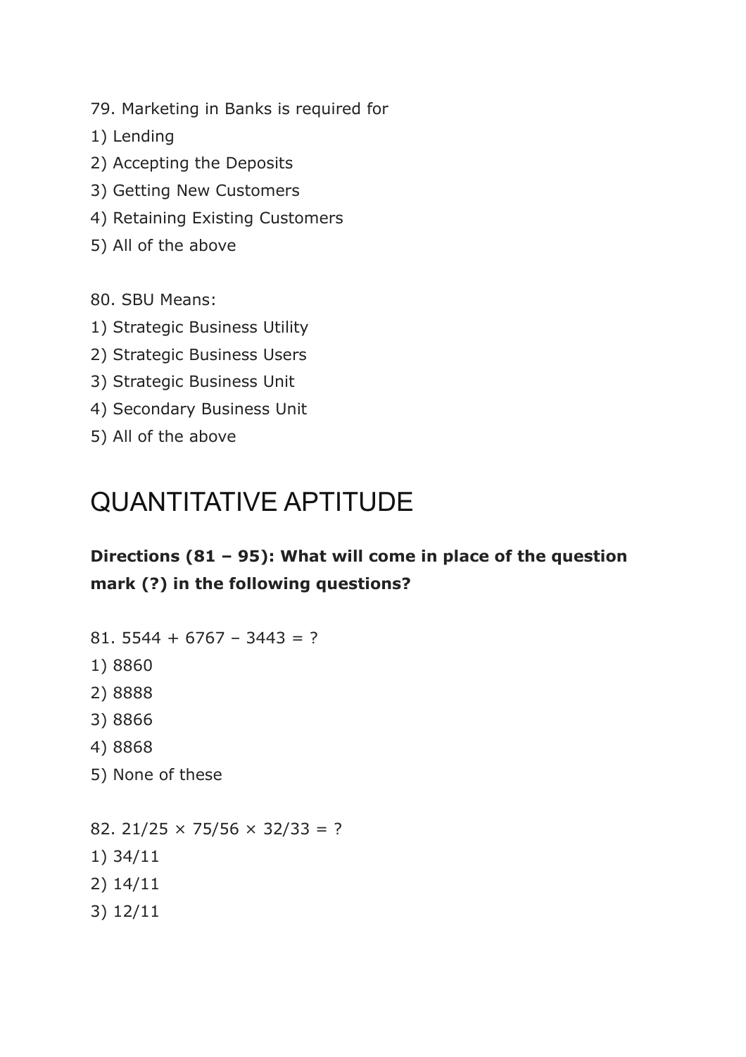79. Marketing in Banks is required for

1) Lending
2) Accepting the Deposits
3) Getting New Customers
4) Retaining Existing Customers
5) All of the above

80. SBU Means:

1) Strategic Business Utility
2) Strategic Business Users
3) Strategic Business Unit
4) Secondary Business Unit
5) All of the above

# QUANTITATIVE APTITUDE

**Directions (81 – 95): What will come in place of the question mark (?) in the following questions?**

81. $5544 + 6767 - 3443 = ?$

1) 8860
2) 8888
3) 8866
4) 8868
5) None of these

82. $21/25 \times 75/56 \times 32/33 = ?$

1) 34/11
2) 14/11
3) 12/11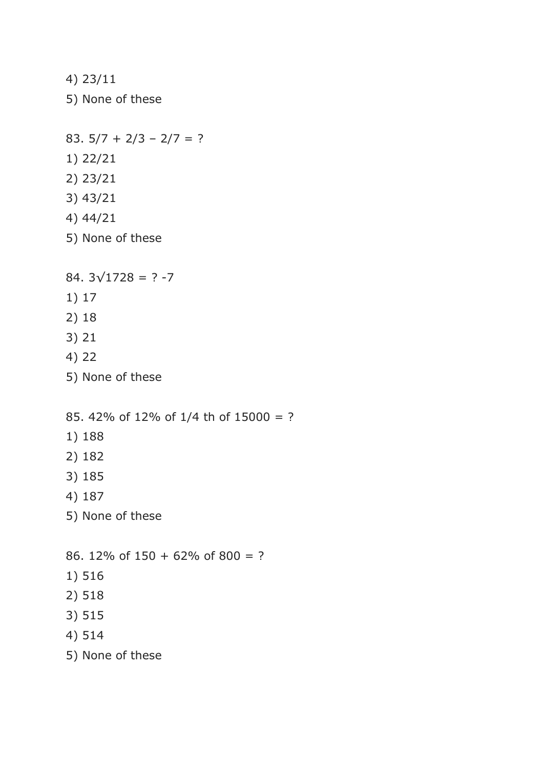4) 23/11

5) None of these

83. $5/7 + 2/3 - 2/7 = ?$

1) 22/21
2) 23/21
3) 43/21
4) 44/21
5) None of these

84. $3\sqrt{1728} = ? -7$

1) 17
2) 18
3) 21
4) 22
5) None of these

85. 42% of 12% of 1/4 th of 15000 = ?

1) 188
2) 182
3) 185
4) 187
5) None of these

86. 12% of 150 + 62% of 800 = ?

1) 516
2) 518
3) 515
4) 514
5) None of these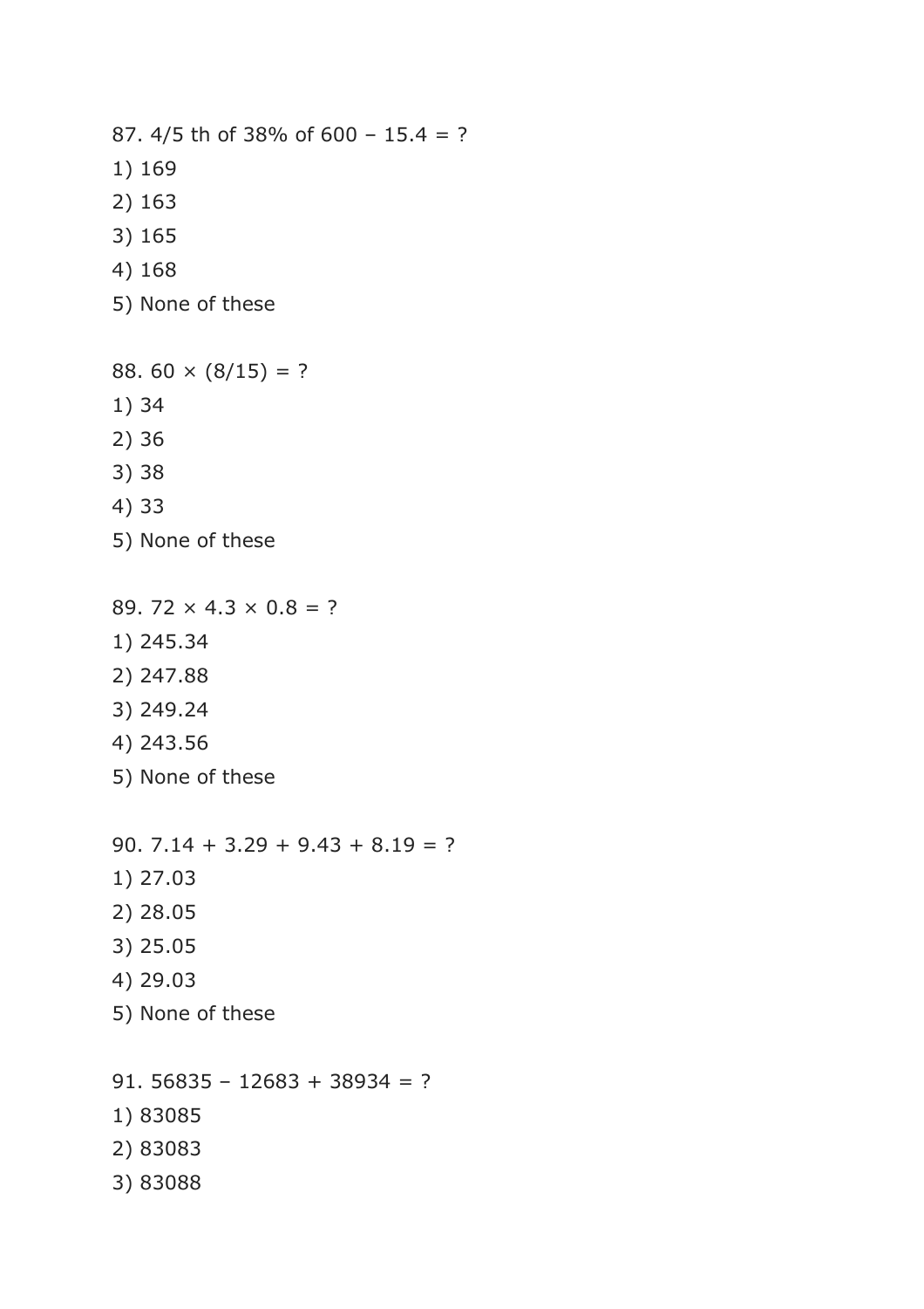87. 4/5 th of 38% of 600 – 15.4 = ?

1) 169
2) 163
3) 165
4) 168
5) None of these

88. 60 × (8/15) = ?

1) 34
2) 36
3) 38
4) 33
5) None of these

89. 72 × 4.3 × 0.8 = ?

1) 245.34
2) 247.88
3) 249.24
4) 243.56
5) None of these

90. 7.14 + 3.29 + 9.43 + 8.19 = ?

1) 27.03
2) 28.05
3) 25.05
4) 29.03
5) None of these

91. 56835 – 12683 + 38934 = ?

1) 83085
2) 83083
3) 83088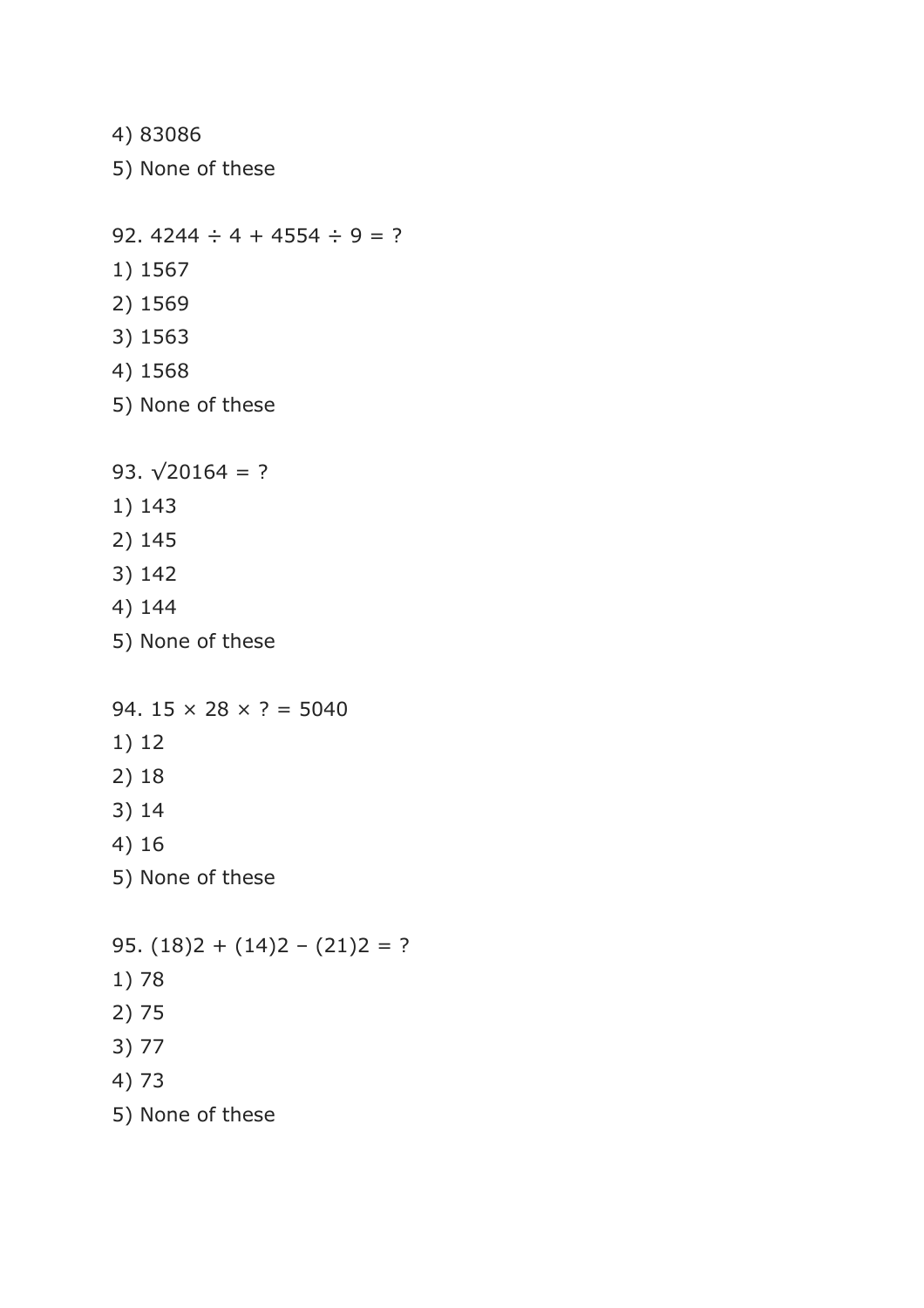4) 83086

5) None of these

92. $4244 \div 4 + 4554 \div 9 = ?$

1) 1567

2) 1569

3) 1563

4) 1568

5) None of these

93. $\sqrt{20164} = ?$

1) 143

2) 145

3) 142

4) 144

5) None of these

94. $15 \times 28 \times ? = 5040$

1) 12

2) 18

3) 14

4) 16

5) None of these

95. (18)2 + (14)2 – (21)2 = ?

1) 78

2) 75

3) 77

4) 73

5) None of these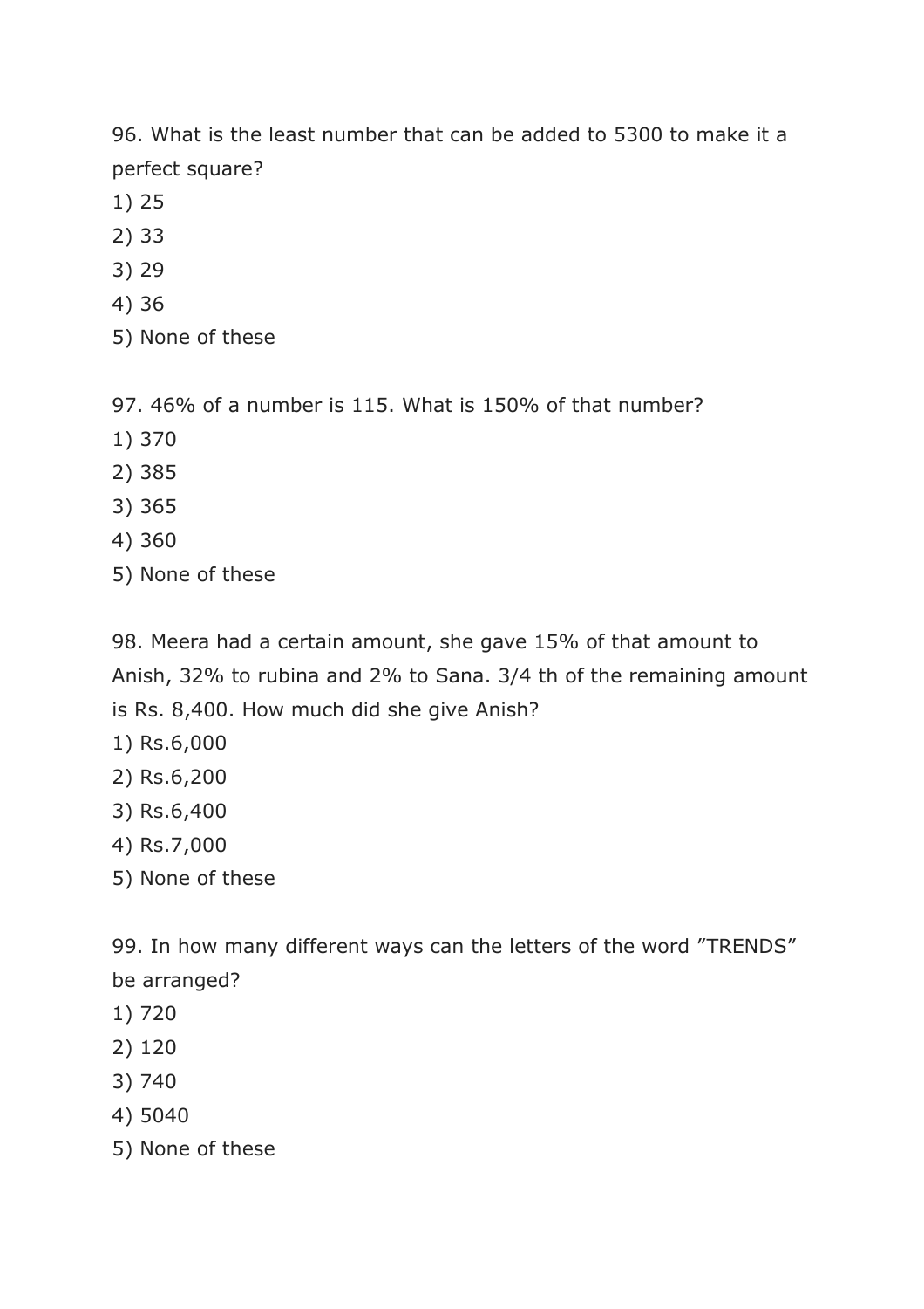96. What is the least number that can be added to 5300 to make it a perfect square?

1) 25
2) 33
3) 29
4) 36
5) None of these

97. 46% of a number is 115. What is 150% of that number?

1) 370
2) 385
3) 365
4) 360
5) None of these

98. Meera had a certain amount, she gave 15% of that amount to Anish, 32% to rubina and 2% to Sana. 3/4 th of the remaining amount is Rs. 8,400. How much did she give Anish?

1) Rs.6,000
2) Rs.6,200
3) Rs.6,400
4) Rs.7,000
5) None of these

99. In how many different ways can the letters of the word ”TRENDS” be arranged?

1) 720
2) 120
3) 740
4) 5040
5) None of these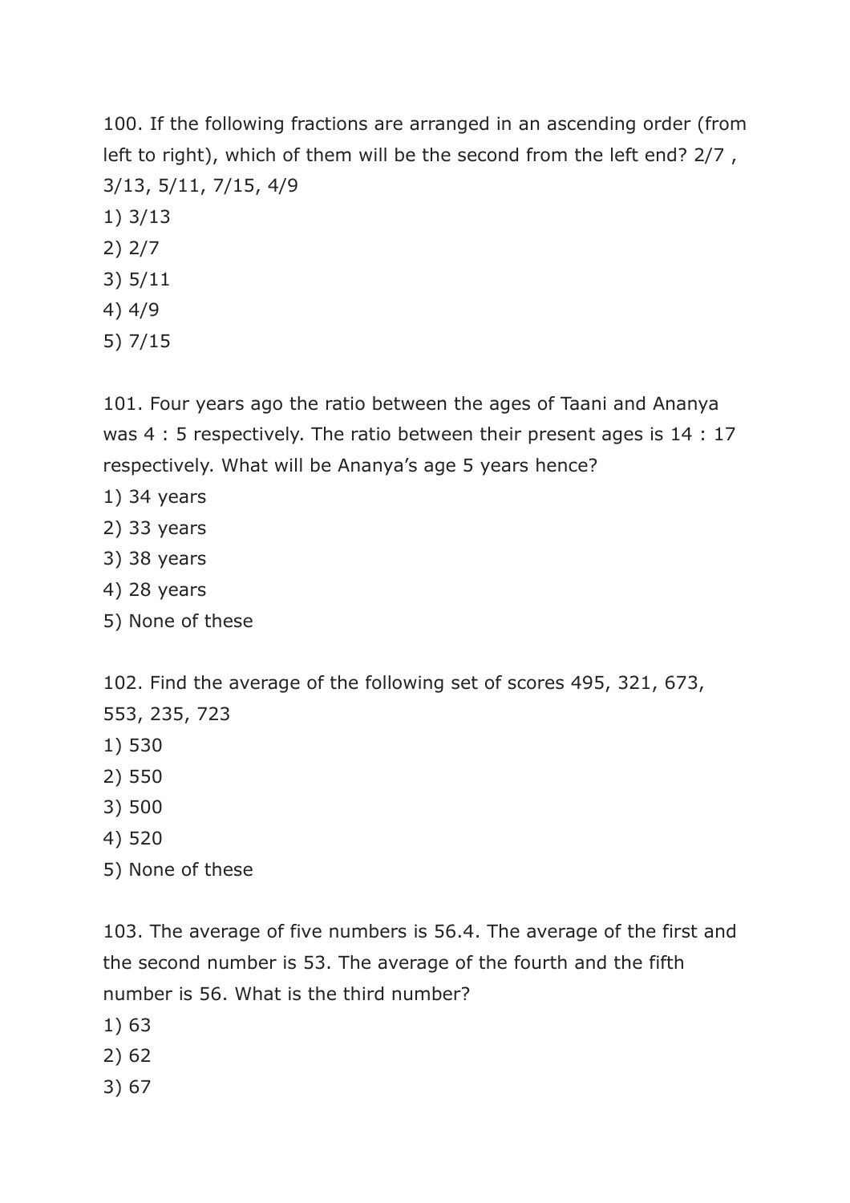100. If the following fractions are arranged in an ascending order (from left to right), which of them will be the second from the left end? 2/7 , 3/13, 5/11, 7/15, 4/9

1) 3/13
2) 2/7
3) 5/11
4) 4/9
5) 7/15

101. Four years ago the ratio between the ages of Taani and Ananya was 4 : 5 respectively. The ratio between their present ages is 14 : 17 respectively. What will be Ananya's age 5 years hence?

1) 34 years
2) 33 years
3) 38 years
4) 28 years
5) None of these

102. Find the average of the following set of scores 495, 321, 673, 553, 235, 723

1) 530
2) 550
3) 500
4) 520
5) None of these

103. The average of five numbers is 56.4. The average of the first and the second number is 53. The average of the fourth and the fifth number is 56. What is the third number?

1) 63
2) 62
3) 67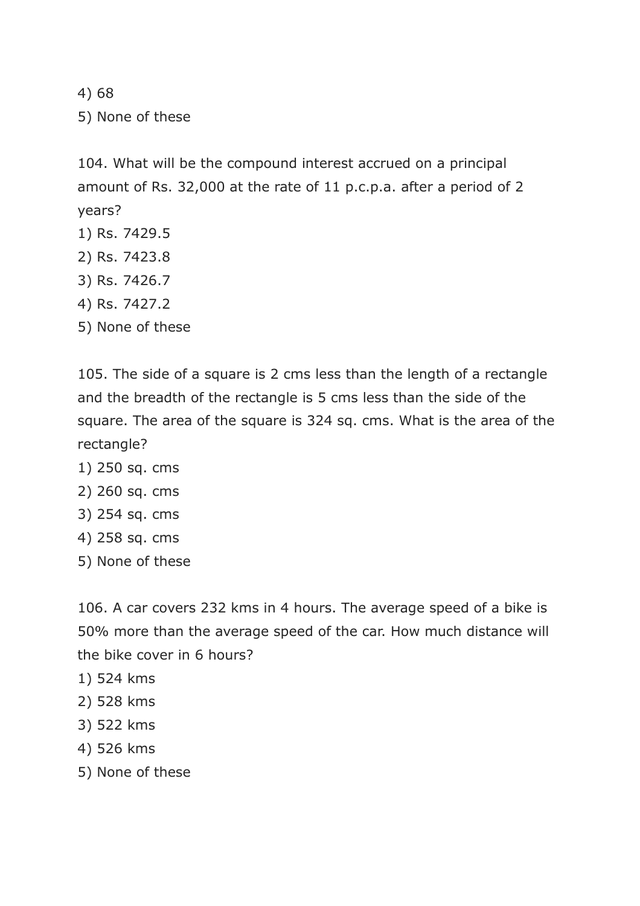4) 68

5) None of these

104. What will be the compound interest accrued on a principal amount of Rs. 32,000 at the rate of 11 p.c.p.a. after a period of 2 years?

1) Rs. 7429.5
2) Rs. 7423.8
3) Rs. 7426.7
4) Rs. 7427.2
5) None of these

105. The side of a square is 2 cms less than the length of a rectangle and the breadth of the rectangle is 5 cms less than the side of the square. The area of the square is 324 sq. cms. What is the area of the rectangle?

1) 250 sq. cms
2) 260 sq. cms
3) 254 sq. cms
4) 258 sq. cms
5) None of these

106. A car covers 232 kms in 4 hours. The average speed of a bike is 50% more than the average speed of the car. How much distance will the bike cover in 6 hours?

1) 524 kms
2) 528 kms
3) 522 kms
4) 526 kms
5) None of these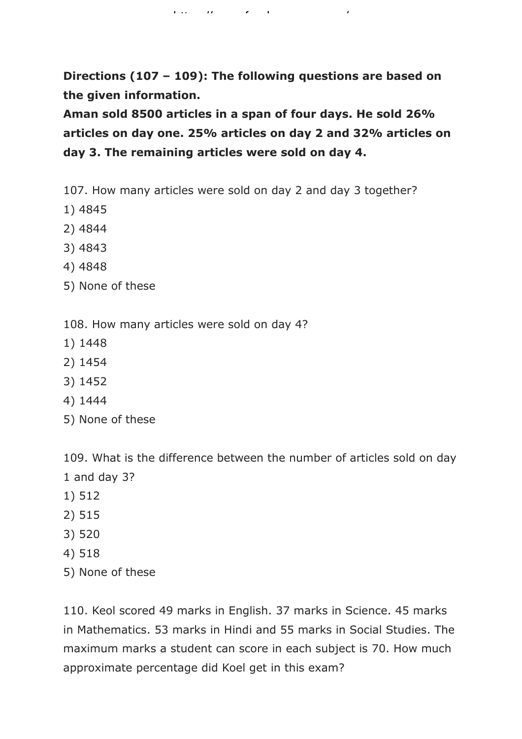**Directions (107 – 109): The following questions are based on the given information.**
**Aman sold 8500 articles in a span of four days. He sold 26% articles on day one. 25% articles on day 2 and 32% articles on day 3. The remaining articles were sold on day 4.**

107. How many articles were sold on day 2 and day 3 together?
1) 4845
2) 4844
3) 4843
4) 4848
5) None of these

108. How many articles were sold on day 4?
1) 1448
2) 1454
3) 1452
4) 1444
5) None of these

109. What is the difference between the number of articles sold on day 1 and day 3?
1) 512
2) 515
3) 520
4) 518
5) None of these

110. Keol scored 49 marks in English. 37 marks in Science. 45 marks in Mathematics. 53 marks in Hindi and 55 marks in Social Studies. The maximum marks a student can score in each subject is 70. How much approximate percentage did Koel get in this exam?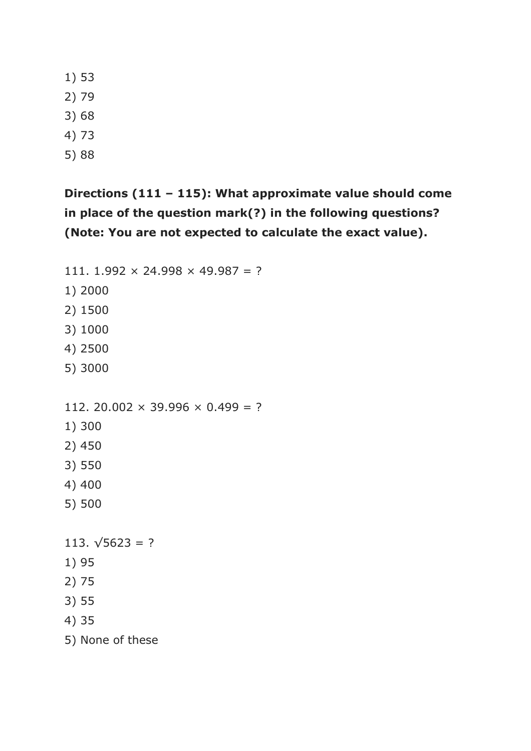1) 53
2) 79
3) 68
4) 73
5) 88

**Directions (111 – 115): What approximate value should come in place of the question mark(?) in the following questions? (Note: You are not expected to calculate the exact value).**

111. $1.992 \times 24.998 \times 49.987 = ?$

1) 2000
2) 1500
3) 1000
4) 2500
5) 3000

112. $20.002 \times 39.996 \times 0.499 = ?$

1) 300
2) 450
3) 550
4) 400
5) 500

113. $\sqrt{5623} = ?$

1) 95
2) 75
3) 55
4) 35
5) None of these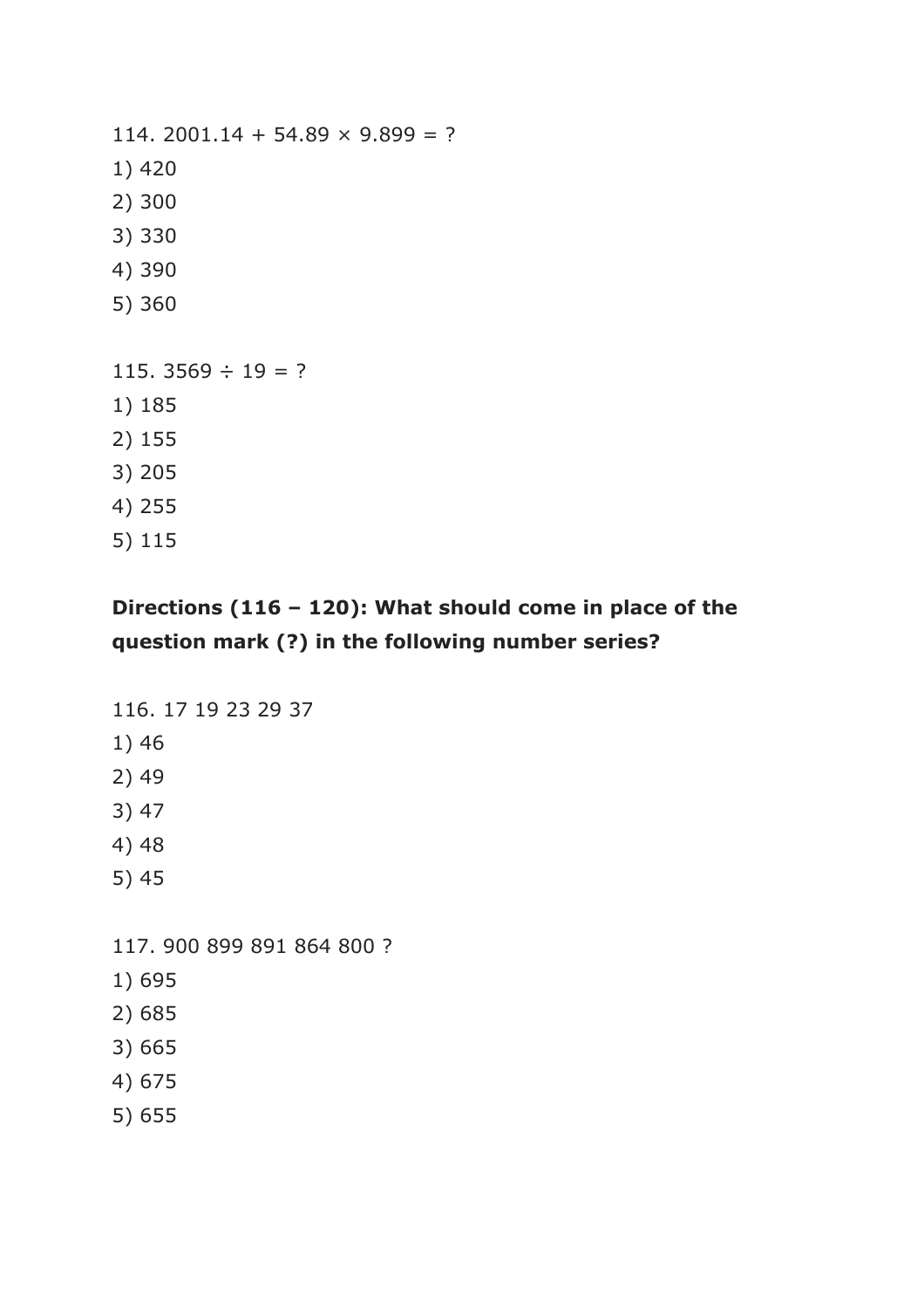114. $2001.14 + 54.89 \times 9.899 = ?$

1) 420
2) 300
3) 330
4) 390
5) 360

115. $3569 \div 19 = ?$

1) 185
2) 155
3) 205
4) 255
5) 115

**Directions (116 – 120): What should come in place of the question mark (?) in the following number series?**

116. 17 19 23 29 37

1) 46
2) 49
3) 47
4) 48
5) 45

117. 900 899 891 864 800 ?

1) 695
2) 685
3) 665
4) 675
5) 655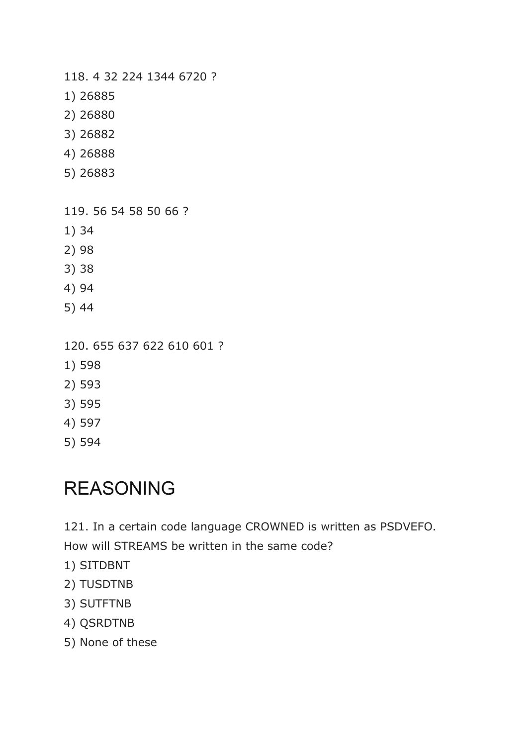118. 4 32 224 1344 6720 ?

1) 26885
2) 26880
3) 26882
4) 26888
5) 26883

119. 56 54 58 50 66 ?

1) 34
2) 98
3) 38
4) 94
5) 44

120. 655 637 622 610 601 ?

1) 598
2) 593
3) 595
4) 597
5) 594

# REASONING

121. In a certain code language CROWNED is written as PSDVEFO. How will STREAMS be written in the same code?

1) SITDBNT
2) TUSDTNB
3) SUTFTNB
4) QSRDTNB
5) None of these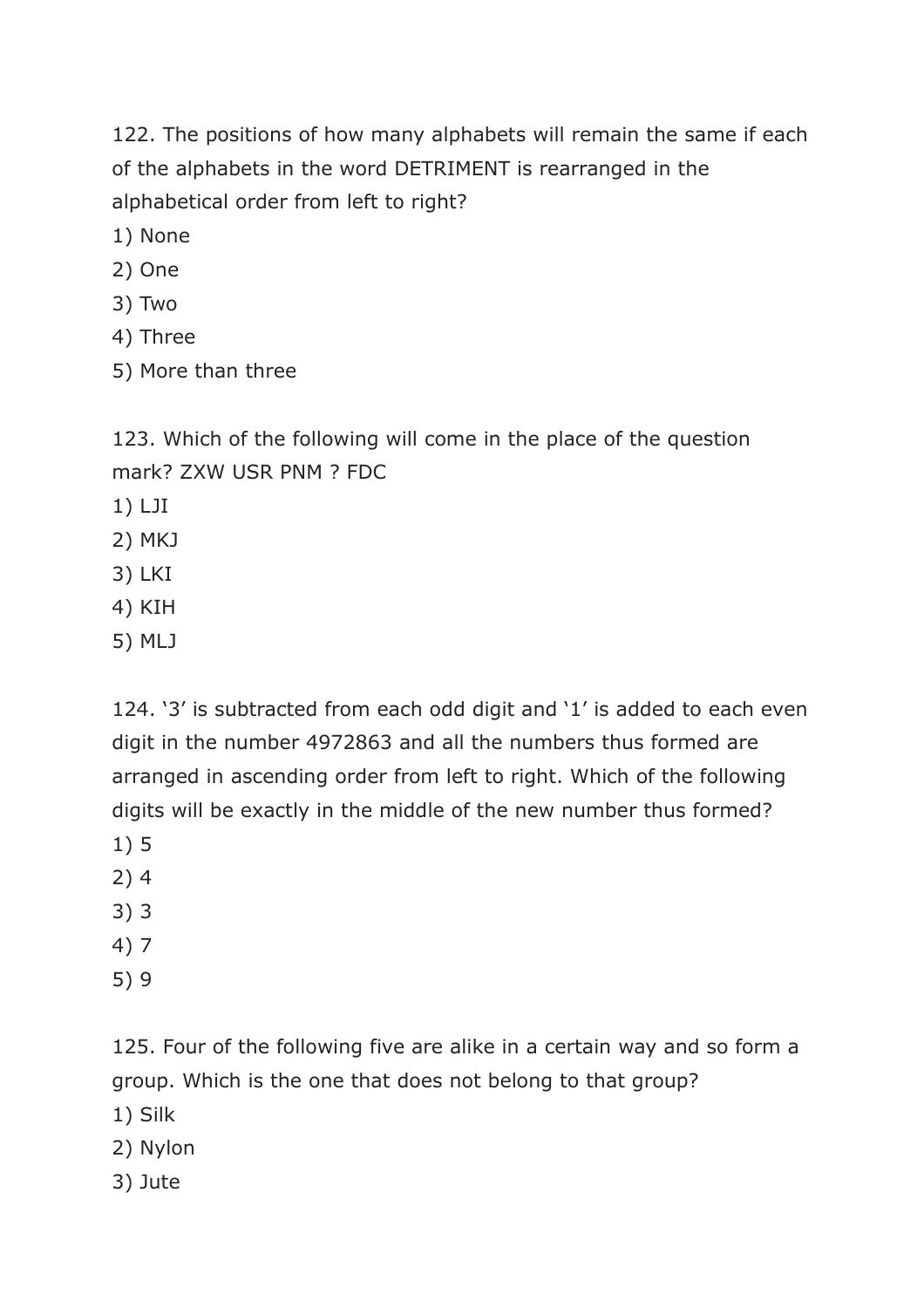122. The positions of how many alphabets will remain the same if each of the alphabets in the word DETRIMENT is rearranged in the alphabetical order from left to right?

1) None
2) One
3) Two
4) Three
5) More than three

123. Which of the following will come in the place of the question mark? ZXW USR PNM ? FDC

1) LJI
2) MKJ
3) LKI
4) KIH
5) MLJ

124. '3' is subtracted from each odd digit and '1' is added to each even digit in the number 4972863 and all the numbers thus formed are arranged in ascending order from left to right. Which of the following digits will be exactly in the middle of the new number thus formed?

1) 5
2) 4
3) 3
4) 7
5) 9

125. Four of the following five are alike in a certain way and so form a group. Which is the one that does not belong to that group?

1) Silk
2) Nylon
3) Jute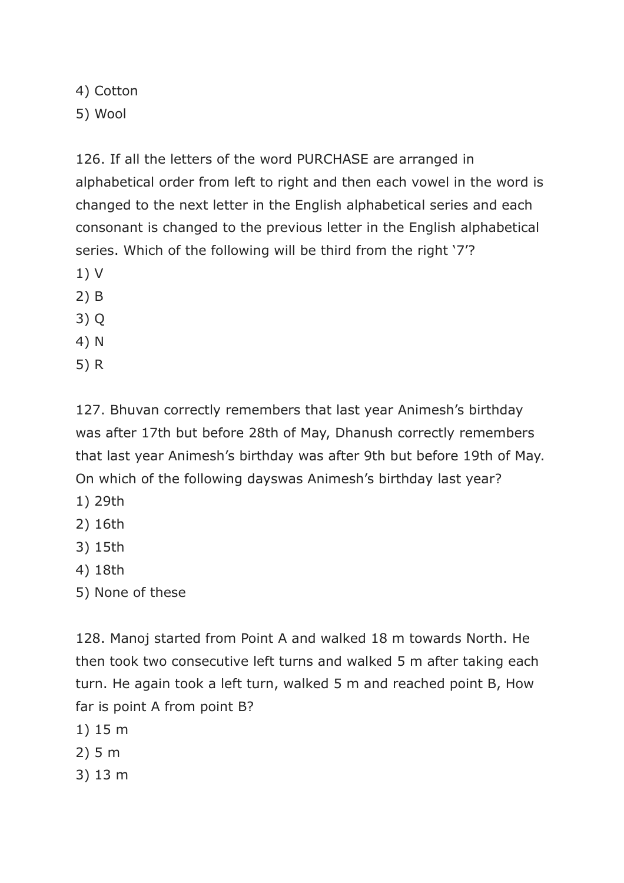4) Cotton
5) Wool

126. If all the letters of the word PURCHASE are arranged in alphabetical order from left to right and then each vowel in the word is changed to the next letter in the English alphabetical series and each consonant is changed to the previous letter in the English alphabetical series. Which of the following will be third from the right '7'?
1) V
2) B
3) Q
4) N
5) R

127. Bhuvan correctly remembers that last year Animesh's birthday was after 17th but before 28th of May, Dhanush correctly remembers that last year Animesh's birthday was after 9th but before 19th of May. On which of the following dayswas Animesh's birthday last year?
1) 29th
2) 16th
3) 15th
4) 18th
5) None of these

128. Manoj started from Point A and walked 18 m towards North. He then took two consecutive left turns and walked 5 m after taking each turn. He again took a left turn, walked 5 m and reached point B, How far is point A from point B?
1) 15 m
2) 5 m
3) 13 m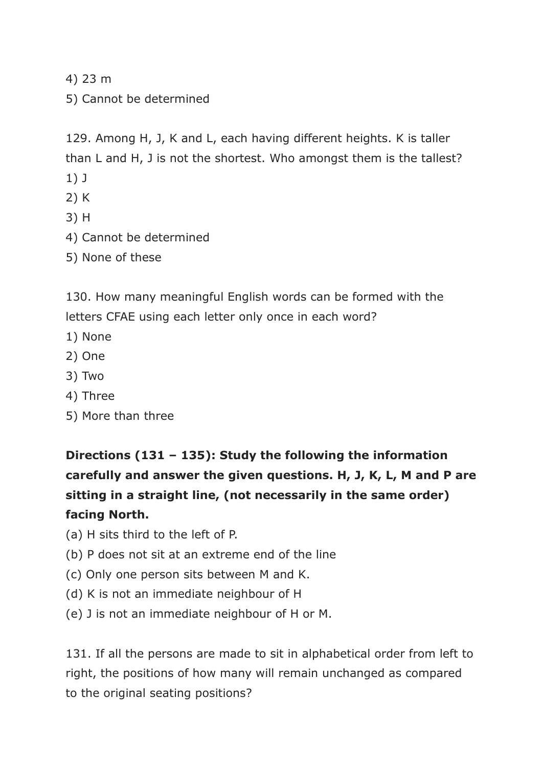4) 23 m

5) Cannot be determined

129. Among H, J, K and L, each having different heights. K is taller than L and H, J is not the shortest. Who amongst them is the tallest?

1) J

2) K

3) H

4) Cannot be determined

5) None of these

130. How many meaningful English words can be formed with the letters CFAE using each letter only once in each word?

1) None

2) One

3) Two

4) Three

5) More than three

**Directions (131 – 135): Study the following the information carefully and answer the given questions. H, J, K, L, M and P are sitting in a straight line, (not necessarily in the same order) facing North.**

(a) H sits third to the left of P.

(b) P does not sit at an extreme end of the line

(c) Only one person sits between M and K.

(d) K is not an immediate neighbour of H

(e) J is not an immediate neighbour of H or M.

131. If all the persons are made to sit in alphabetical order from left to right, the positions of how many will remain unchanged as compared to the original seating positions?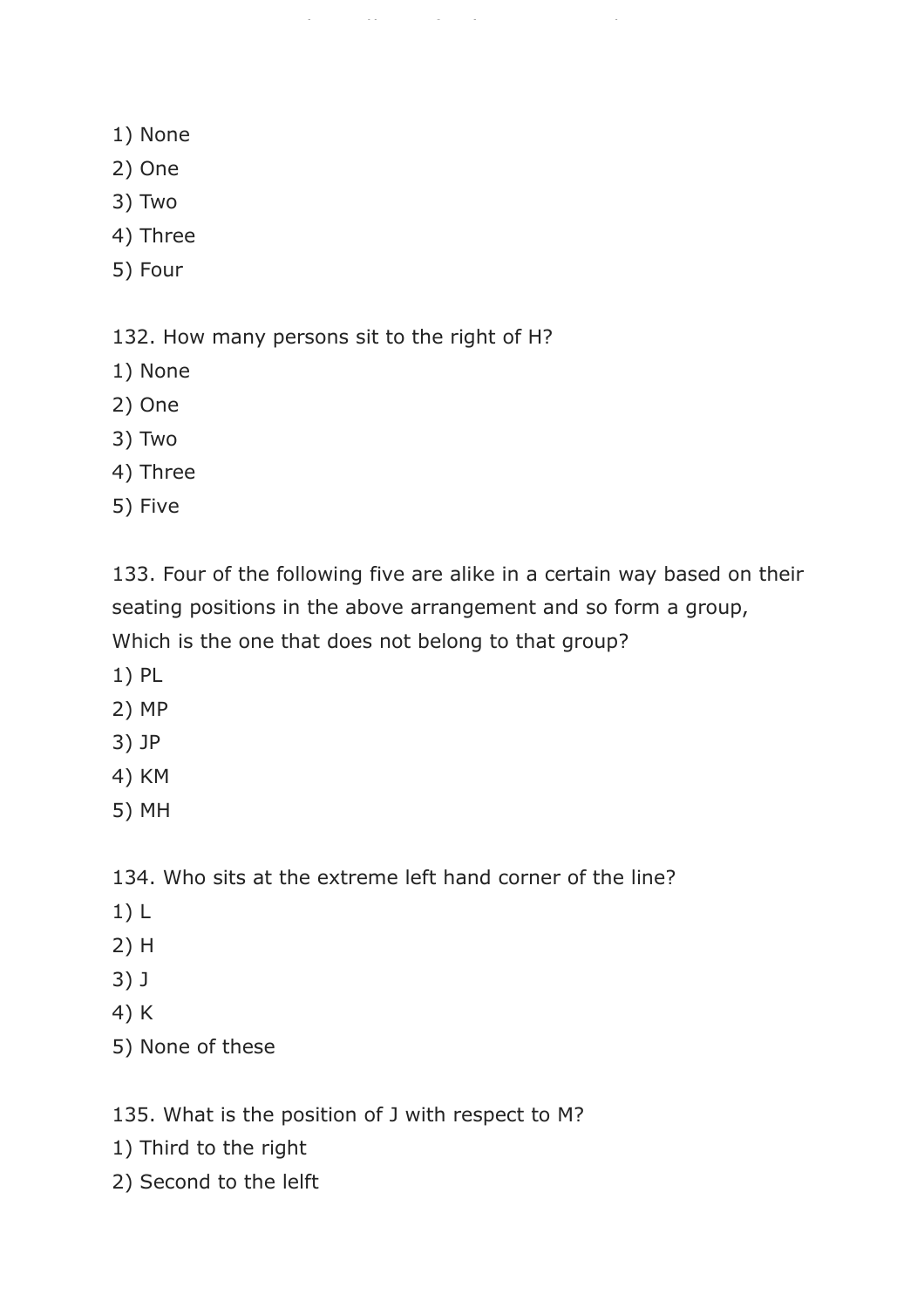1) None
2) One
3) Two
4) Three
5) Four

132. How many persons sit to the right of H?
1) None
2) One
3) Two
4) Three
5) Five

133. Four of the following five are alike in a certain way based on their seating positions in the above arrangement and so form a group, Which is the one that does not belong to that group?
1) PL
2) MP
3) JP
4) KM
5) MH

134. Who sits at the extreme left hand corner of the line?
1) L
2) H
3) J
4) K
5) None of these

135. What is the position of J with respect to M?
1) Third to the right
2) Second to the lelft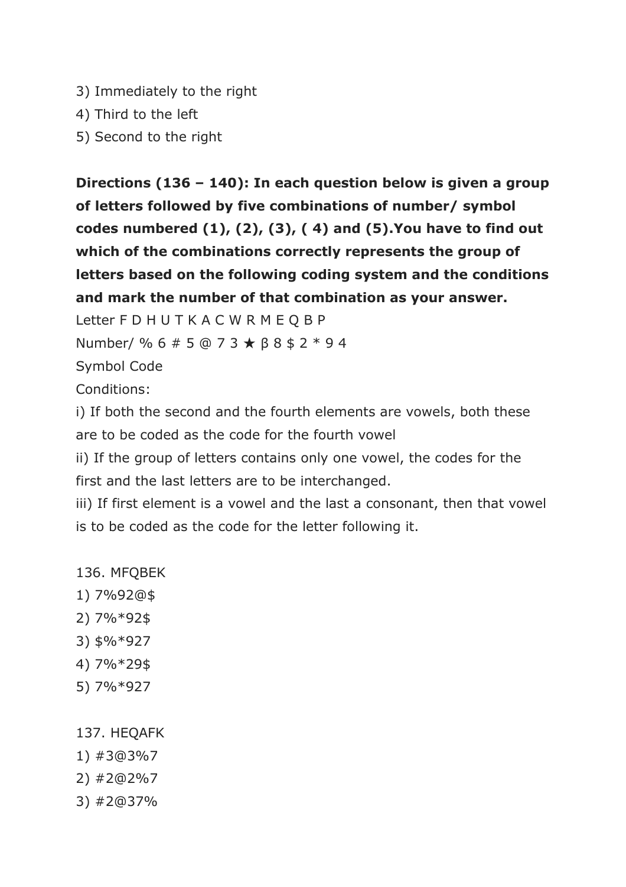3) Immediately to the right
4) Third to the left
5) Second to the right

**Directions (136 – 140): In each question below is given a group of letters followed by five combinations of number/ symbol codes numbered (1), (2), (3), ( 4) and (5).You have to find out which of the combinations correctly represents the group of letters based on the following coding system and the conditions and mark the number of that combination as your answer.**

Letter F D H U T K A C W R M E Q B P

Number/ % 6 # 5 @ 7 3 ★ β 8 $ 2 * 9 4

Symbol Code

Conditions:

i) If both the second and the fourth elements are vowels, both these are to be coded as the code for the fourth vowel

ii) If the group of letters contains only one vowel, the codes for the first and the last letters are to be interchanged.

iii) If first element is a vowel and the last a consonant, then that vowel is to be coded as the code for the letter following it.

136. MFQBEK

1) 7%92@$
2) 7%*92$
3) $%*927
4) 7%*29$
5) 7%*927

137. HEQAFK

1) #3@3%7
2) #2@2%7
3) #2@37%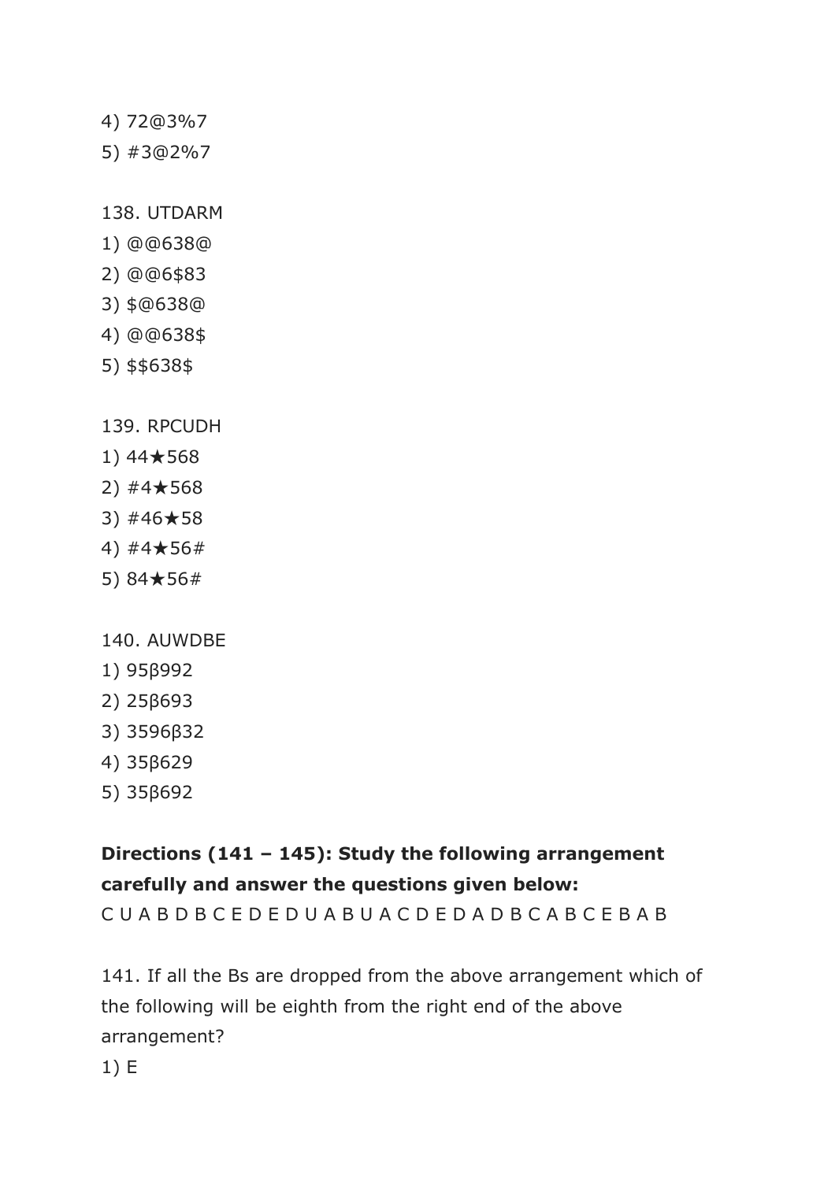4) 72@3%7

5) #3@2%7

138. UTDARM

1) @@638@

2) @@6$83

3) $@638@

4) @@638$

5) $$638$

139. RPCUDH

1) 44★568

2) #4★568

3) #46★58

4) #4★56#

5) 84★56#

140. AUWDBE

1) 95β992

2) 25β693

3) 3596β32

4) 35β629

5) 35β692

**Directions (141 – 145): Study the following arrangement carefully and answer the questions given below:**

C U A B D B C E D E D U A B U A C D E D A D B C A B C E B A B

141. If all the Bs are dropped from the above arrangement which of the following will be eighth from the right end of the above arrangement?

1) E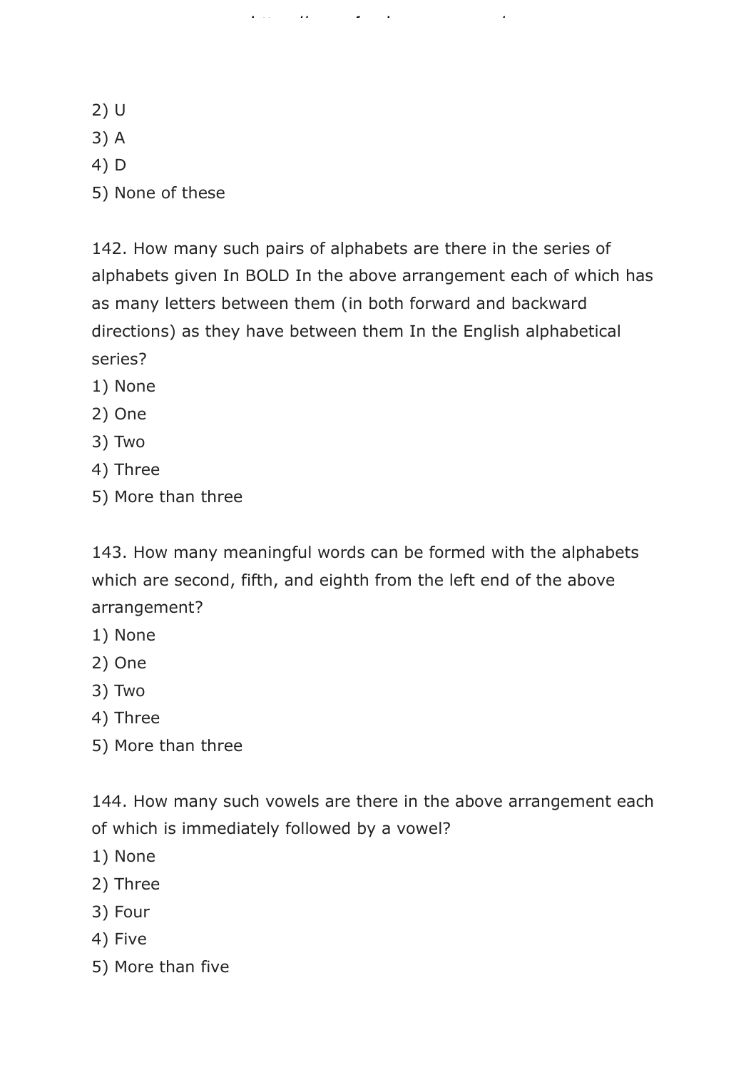2) U
3) A
4) D
5) None of these

142. How many such pairs of alphabets are there in the series of alphabets given In BOLD In the above arrangement each of which has as many letters between them (in both forward and backward directions) as they have between them In the English alphabetical series?
1) None
2) One
3) Two
4) Three
5) More than three

143. How many meaningful words can be formed with the alphabets which are second, fifth, and eighth from the left end of the above arrangement?
1) None
2) One
3) Two
4) Three
5) More than three

144. How many such vowels are there in the above arrangement each of which is immediately followed by a vowel?
1) None
2) Three
3) Four
4) Five
5) More than five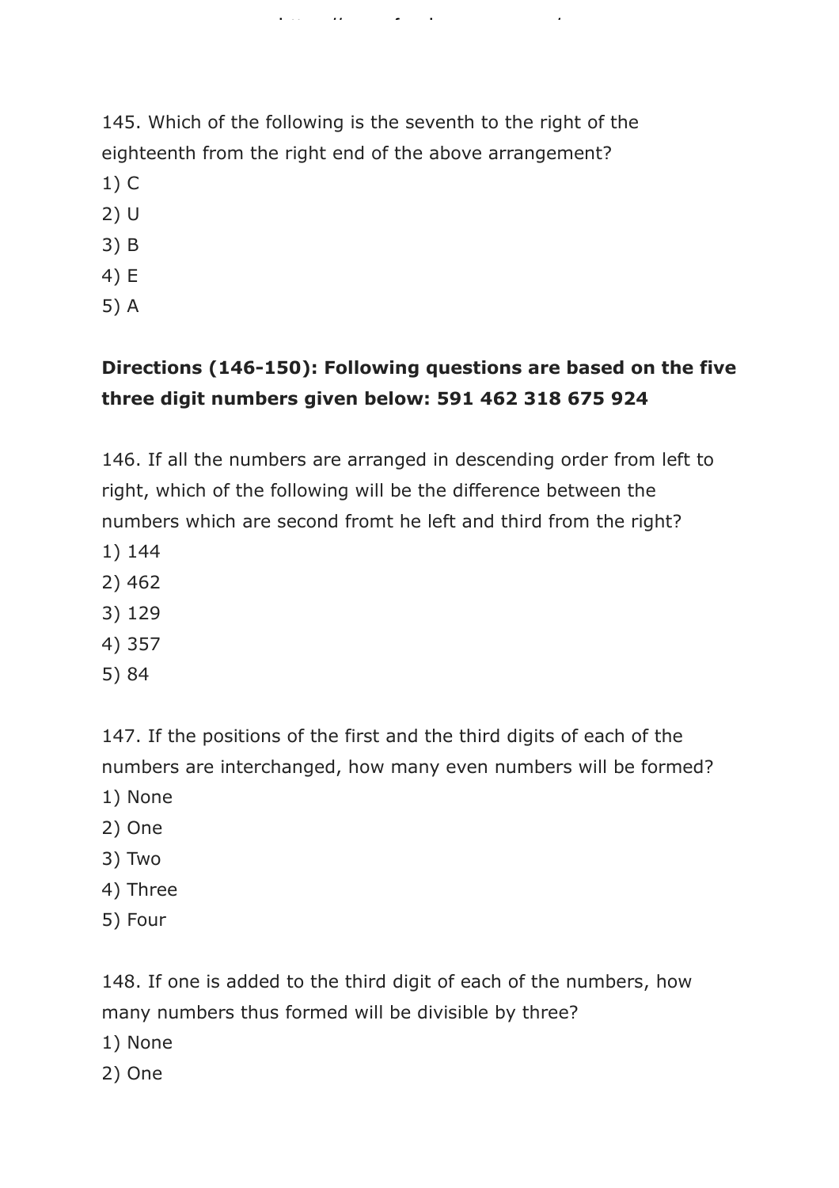145. Which of the following is the seventh to the right of the eighteenth from the right end of the above arrangement?

1) C
2) U
3) B
4) E
5) A

**Directions (146-150): Following questions are based on the five three digit numbers given below: 591 462 318 675 924**

146. If all the numbers are arranged in descending order from left to right, which of the following will be the difference between the numbers which are second fromt he left and third from the right?

1) 144
2) 462
3) 129
4) 357
5) 84

147. If the positions of the first and the third digits of each of the numbers are interchanged, how many even numbers will be formed?

1) None
2) One
3) Two
4) Three
5) Four

148. If one is added to the third digit of each of the numbers, how many numbers thus formed will be divisible by three?

1) None
2) One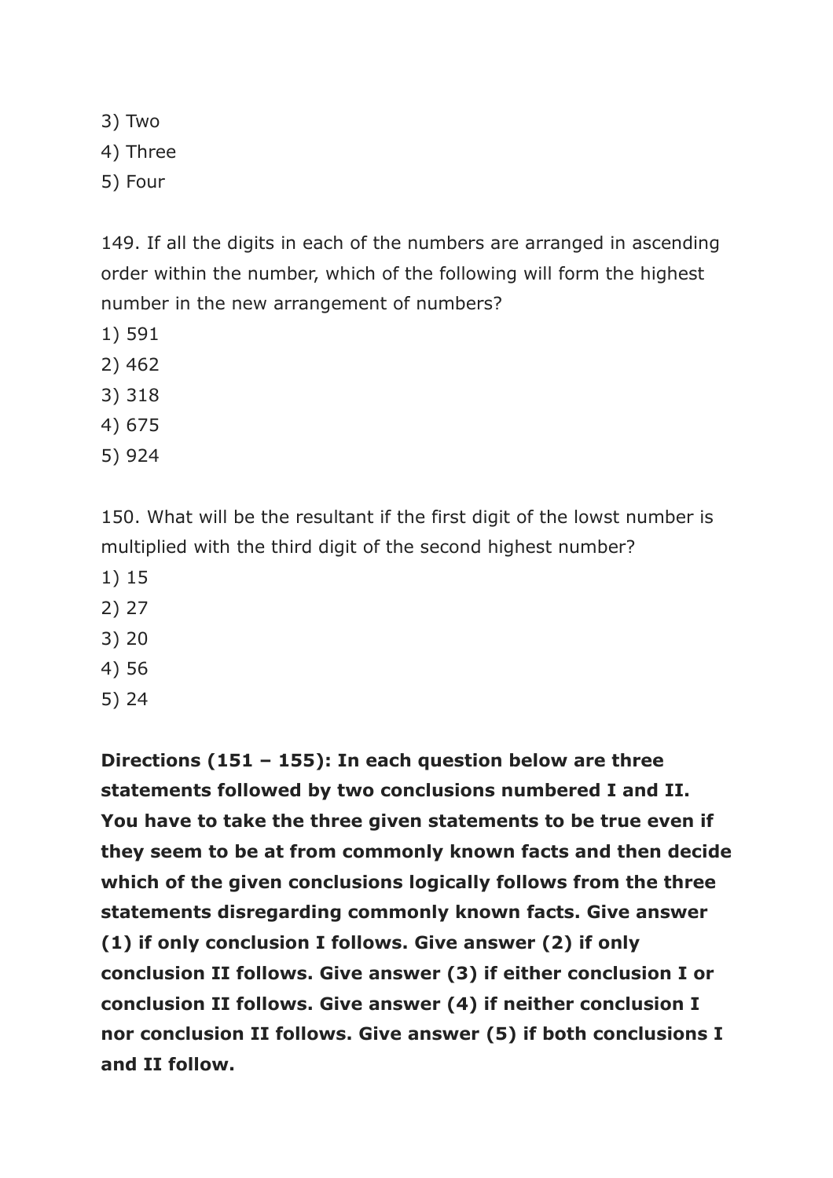3) Two
4) Three
5) Four

149. If all the digits in each of the numbers are arranged in ascending order within the number, which of the following will form the highest number in the new arrangement of numbers?

1) 591
2) 462
3) 318
4) 675
5) 924

150. What will be the resultant if the first digit of the lowst number is multiplied with the third digit of the second highest number?

1) 15
2) 27
3) 20
4) 56
5) 24

**Directions (151 – 155): In each question below are three statements followed by two conclusions numbered I and II. You have to take the three given statements to be true even if they seem to be at from commonly known facts and then decide which of the given conclusions logically follows from the three statements disregarding commonly known facts. Give answer (1) if only conclusion I follows. Give answer (2) if only conclusion II follows. Give answer (3) if either conclusion I or conclusion II follows. Give answer (4) if neither conclusion I nor conclusion II follows. Give answer (5) if both conclusions I and II follow.**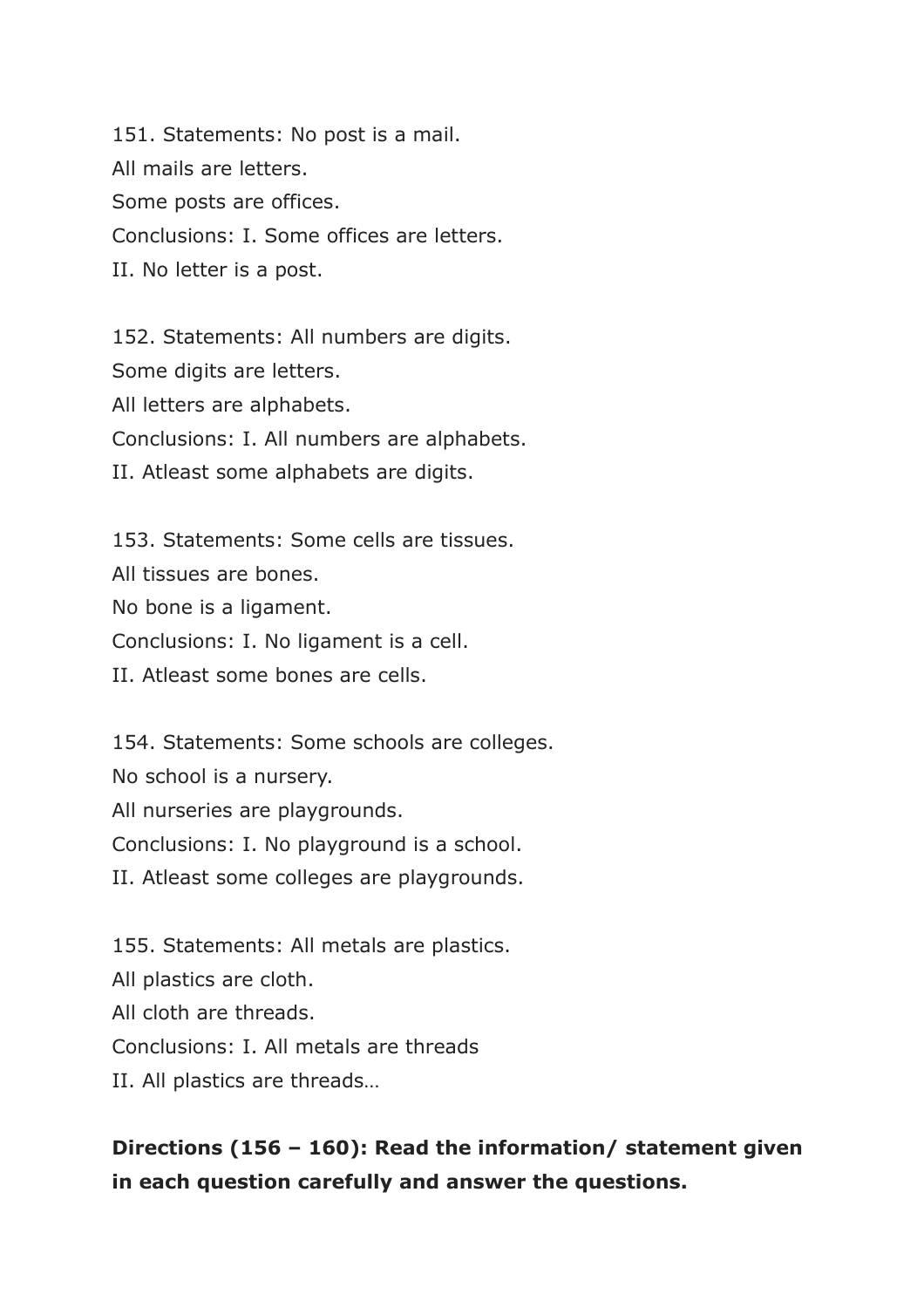151. Statements: No post is a mail.
All mails are letters.
Some posts are offices.
Conclusions: I. Some offices are letters.
II. No letter is a post.

152. Statements: All numbers are digits.
Some digits are letters.
All letters are alphabets.
Conclusions: I. All numbers are alphabets.
II. Atleast some alphabets are digits.

153. Statements: Some cells are tissues.
All tissues are bones.
No bone is a ligament.
Conclusions: I. No ligament is a cell.
II. Atleast some bones are cells.

154. Statements: Some schools are colleges.
No school is a nursery.
All nurseries are playgrounds.
Conclusions: I. No playground is a school.
II. Atleast some colleges are playgrounds.

155. Statements: All metals are plastics.
All plastics are cloth.
All cloth are threads.
Conclusions: I. All metals are threads
II. All plastics are threads…

**Directions (156 – 160): Read the information/ statement given in each question carefully and answer the questions.**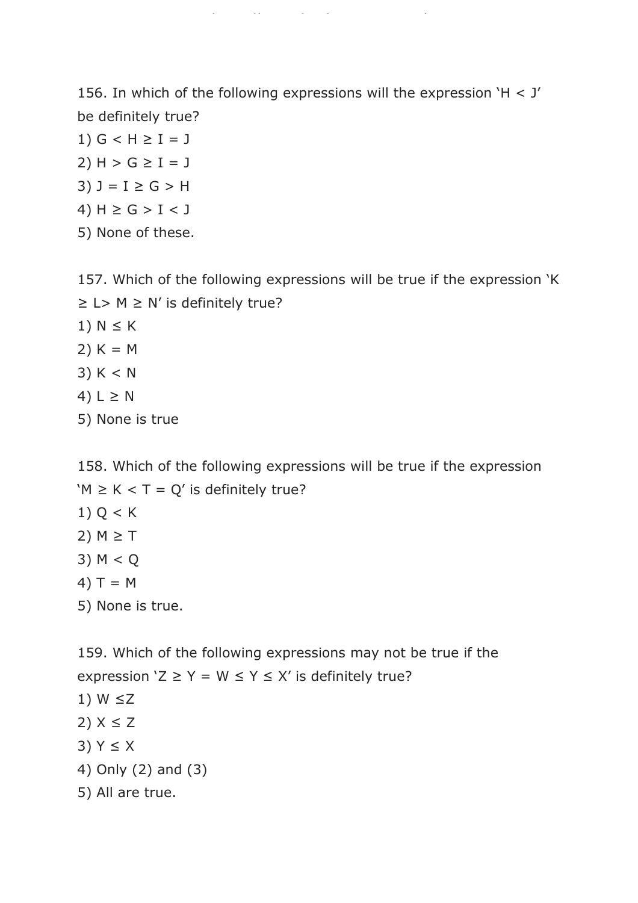156. In which of the following expressions will the expression ‘H < J’ be definitely true?

1) G < H ≥ I = J
2) H > G ≥ I = J
3) J = I ≥ G > H
4) H ≥ G > I < J
5) None of these.

157. Which of the following expressions will be true if the expression ‘K ≥ L> M ≥ N’ is definitely true?

1) N ≤ K
2) K = M
3) K < N
4) L ≥ N
5) None is true

158. Which of the following expressions will be true if the expression ‘M ≥ K < T = Q’ is definitely true?

1) Q < K
2) M ≥ T
3) M < Q
4) T = M
5) None is true.

159. Which of the following expressions may not be true if the expression ‘Z ≥ Y = W ≤ Y ≤ X’ is definitely true?

1) W ≤Z
2) X ≤ Z
3) Y ≤ X
4) Only (2) and (3)
5) All are true.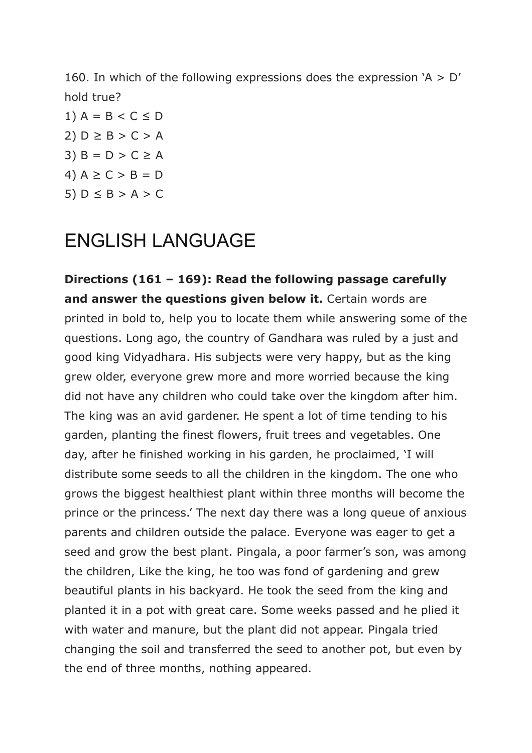160. In which of the following expressions does the expression ‘A > D’ hold true?

1) A = B < C ≤ D
2) D ≥ B > C > A
3) B = D > C ≥ A
4) A ≥ C > B = D
5) D ≤ B > A > C

# ENGLISH LANGUAGE

**Directions (161 – 169): Read the following passage carefully and answer the questions given below it.** Certain words are printed in bold to, help you to locate them while answering some of the questions. Long ago, the country of Gandhara was ruled by a just and good king Vidyadhara. His subjects were very happy, but as the king grew older, everyone grew more and more worried because the king did not have any children who could take over the kingdom after him. The king was an avid gardener. He spent a lot of time tending to his garden, planting the finest flowers, fruit trees and vegetables. One day, after he finished working in his garden, he proclaimed, ‘I will distribute some seeds to all the children in the kingdom. The one who grows the biggest healthiest plant within three months will become the prince or the princess.’ The next day there was a long queue of anxious parents and children outside the palace. Everyone was eager to get a seed and grow the best plant. Pingala, a poor farmer’s son, was among the children, Like the king, he too was fond of gardening and grew beautiful plants in his backyard. He took the seed from the king and planted it in a pot with great care. Some weeks passed and he plied it with water and manure, but the plant did not appear. Pingala tried changing the soil and transferred the seed to another pot, but even by the end of three months, nothing appeared.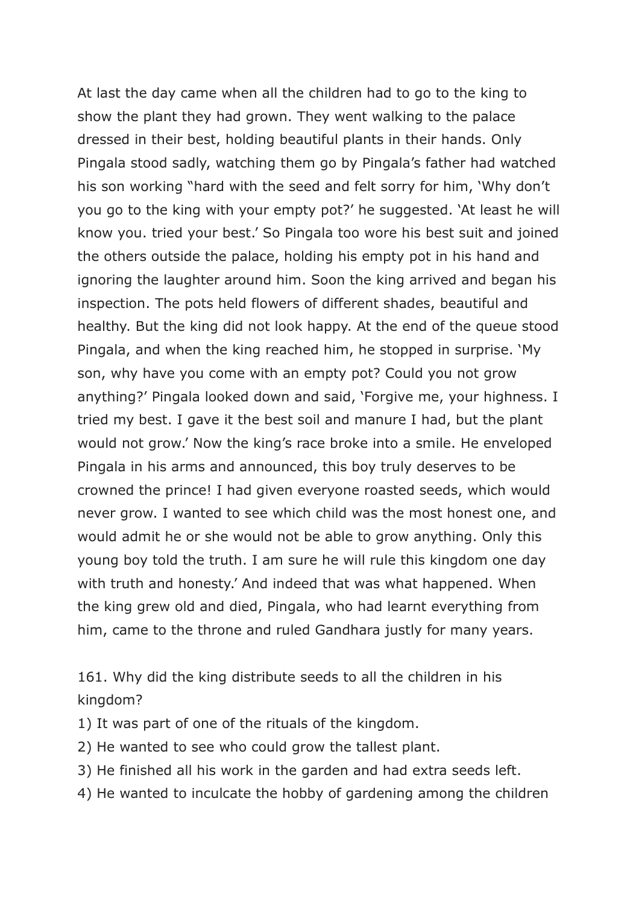At last the day came when all the children had to go to the king to show the plant they had grown. They went walking to the palace dressed in their best, holding beautiful plants in their hands. Only Pingala stood sadly, watching them go by Pingala's father had watched his son working "hard with the seed and felt sorry for him, 'Why don't you go to the king with your empty pot?' he suggested. 'At least he will know you. tried your best.' So Pingala too wore his best suit and joined the others outside the palace, holding his empty pot in his hand and ignoring the laughter around him. Soon the king arrived and began his inspection. The pots held flowers of different shades, beautiful and healthy. But the king did not look happy. At the end of the queue stood Pingala, and when the king reached him, he stopped in surprise. 'My son, why have you come with an empty pot? Could you not grow anything?' Pingala looked down and said, 'Forgive me, your highness. I tried my best. I gave it the best soil and manure I had, but the plant would not grow.' Now the king's race broke into a smile. He enveloped Pingala in his arms and announced, this boy truly deserves to be crowned the prince! I had given everyone roasted seeds, which would never grow. I wanted to see which child was the most honest one, and would admit he or she would not be able to grow anything. Only this young boy told the truth. I am sure he will rule this kingdom one day with truth and honesty.' And indeed that was what happened. When the king grew old and died, Pingala, who had learnt everything from him, came to the throne and ruled Gandhara justly for many years.

161. Why did the king distribute seeds to all the children in his kingdom?

1) It was part of one of the rituals of the kingdom.
2) He wanted to see who could grow the tallest plant.
3) He finished all his work in the garden and had extra seeds left.
4) He wanted to inculcate the hobby of gardening among the children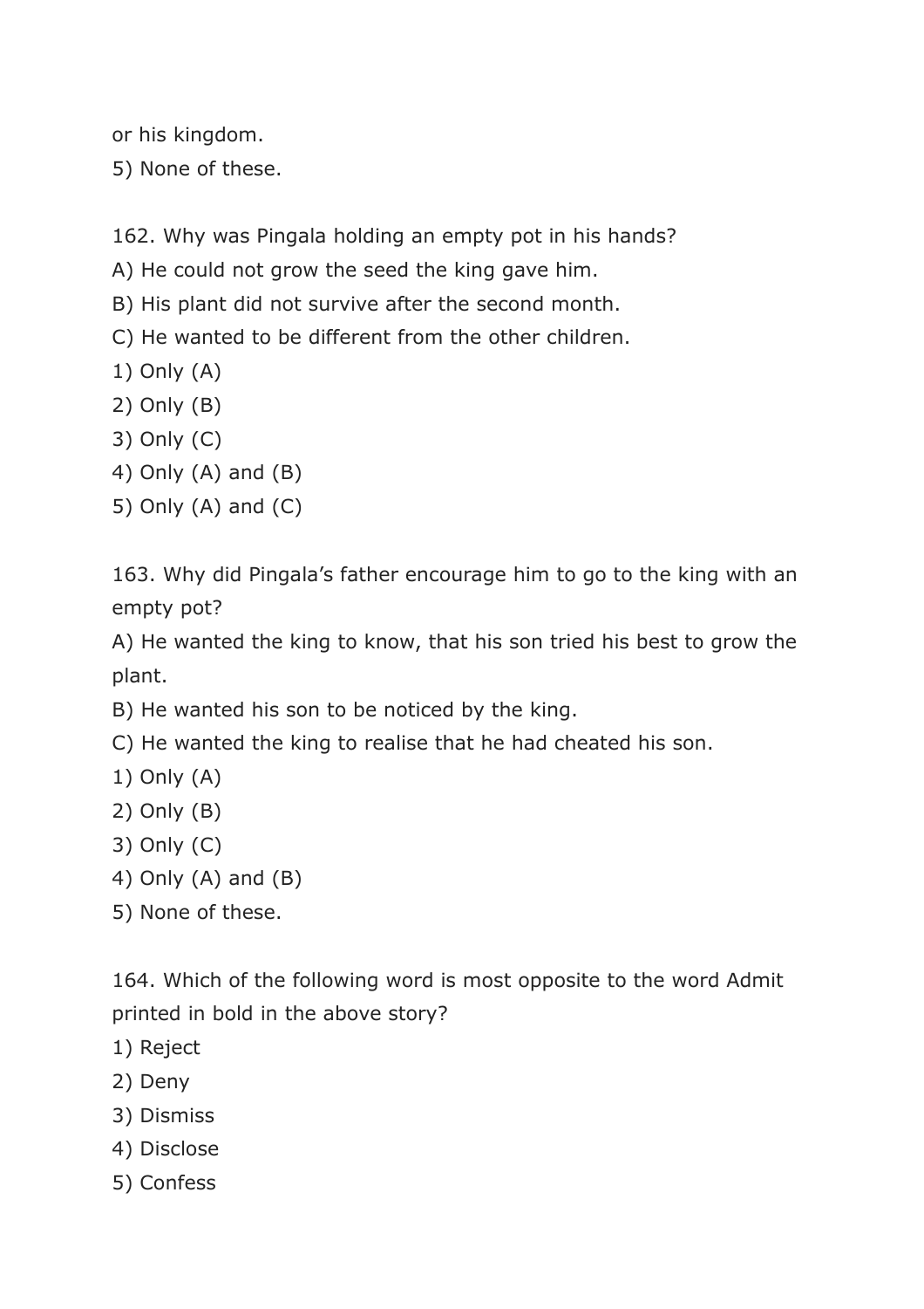or his kingdom.

5) None of these.

162. Why was Pingala holding an empty pot in his hands?

A) He could not grow the seed the king gave him.

B) His plant did not survive after the second month.

C) He wanted to be different from the other children.

1) Only (A)

2) Only (B)

3) Only (C)

4) Only (A) and (B)

5) Only (A) and (C)

163. Why did Pingala's father encourage him to go to the king with an empty pot?

A) He wanted the king to know, that his son tried his best to grow the plant.

B) He wanted his son to be noticed by the king.

C) He wanted the king to realise that he had cheated his son.

1) Only (A)

2) Only (B)

3) Only (C)

4) Only (A) and (B)

5) None of these.

164. Which of the following word is most opposite to the word Admit printed in bold in the above story?

1) Reject

2) Deny

3) Dismiss

4) Disclose

5) Confess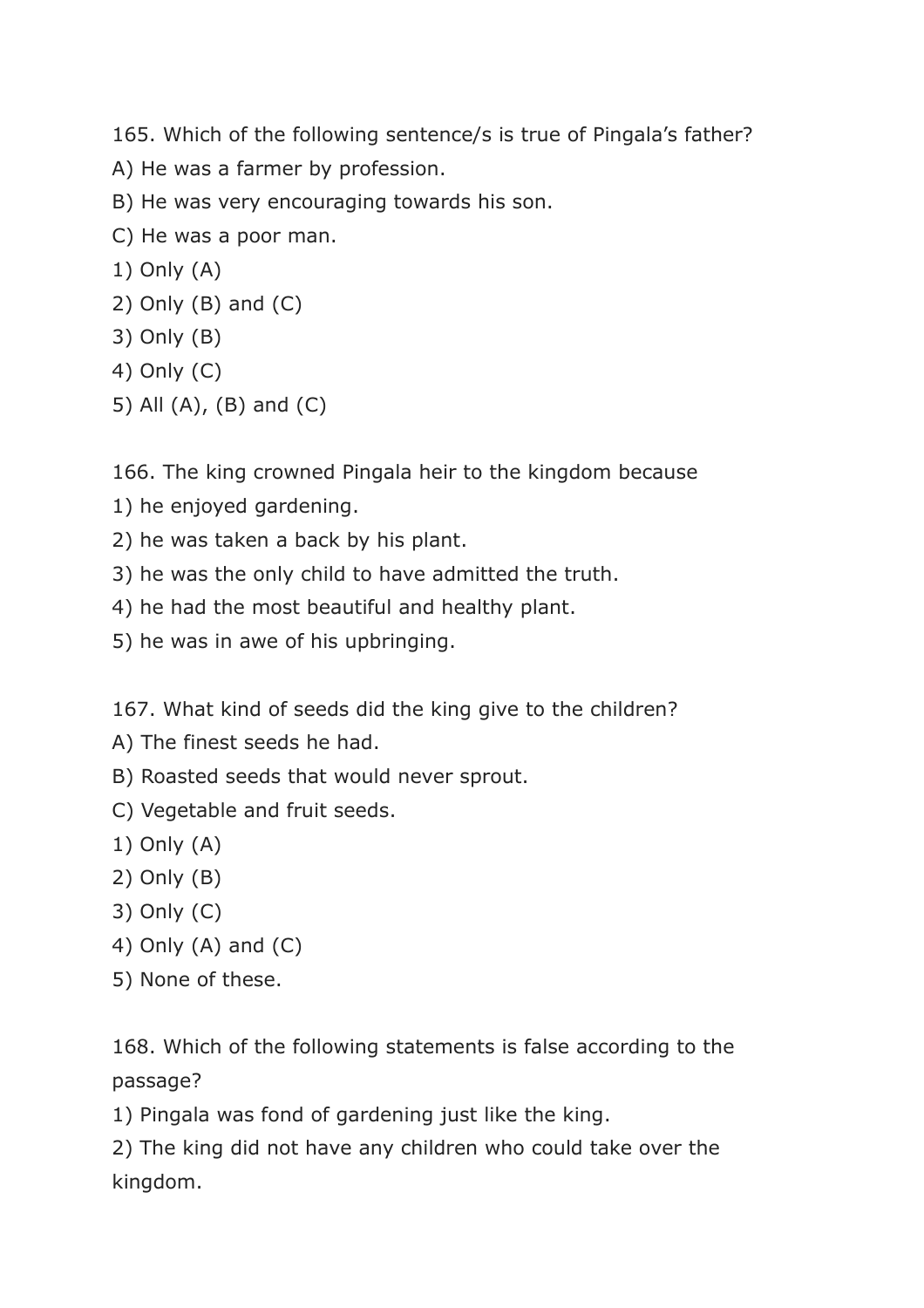165. Which of the following sentence/s is true of Pingala's father?

A) He was a farmer by profession.

B) He was very encouraging towards his son.

C) He was a poor man.

1) Only (A)

2) Only (B) and (C)

3) Only (B)

4) Only (C)

5) All (A), (B) and (C)

166. The king crowned Pingala heir to the kingdom because

1) he enjoyed gardening.

2) he was taken a back by his plant.

3) he was the only child to have admitted the truth.

4) he had the most beautiful and healthy plant.

5) he was in awe of his upbringing.

167. What kind of seeds did the king give to the children?

A) The finest seeds he had.

B) Roasted seeds that would never sprout.

C) Vegetable and fruit seeds.

1) Only (A)

2) Only (B)

3) Only (C)

4) Only (A) and (C)

5) None of these.

168. Which of the following statements is false according to the passage?

1) Pingala was fond of gardening just like the king.

2) The king did not have any children who could take over the kingdom.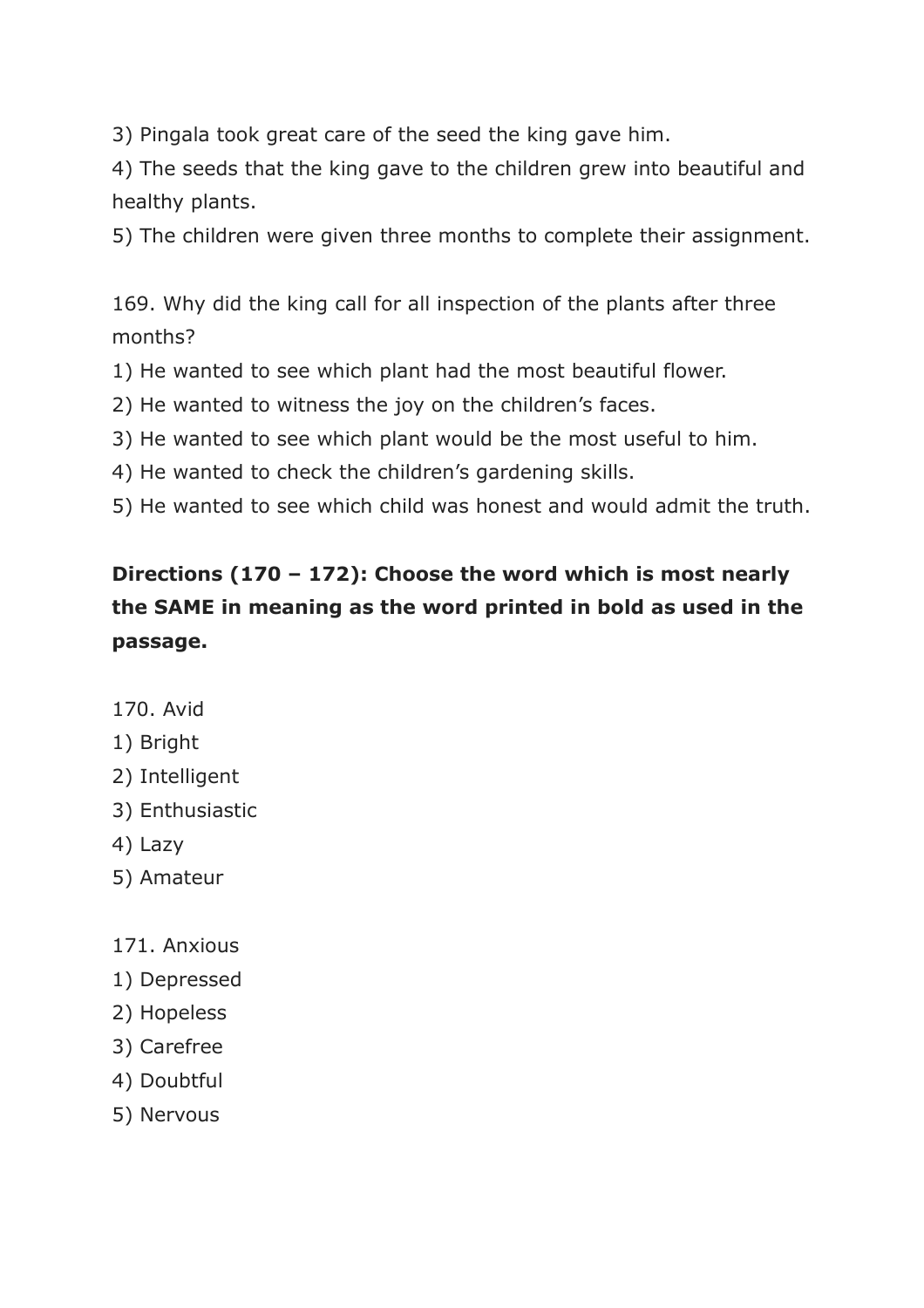3) Pingala took great care of the seed the king gave him.

4) The seeds that the king gave to the children grew into beautiful and healthy plants.

5) The children were given three months to complete their assignment.

169. Why did the king call for all inspection of the plants after three months?

1) He wanted to see which plant had the most beautiful flower.

2) He wanted to witness the joy on the children's faces.

3) He wanted to see which plant would be the most useful to him.

4) He wanted to check the children's gardening skills.

5) He wanted to see which child was honest and would admit the truth.

**Directions (170 – 172): Choose the word which is most nearly the SAME in meaning as the word printed in bold as used in the passage.**

170. Avid

1) Bright
2) Intelligent
3) Enthusiastic
4) Lazy
5) Amateur

171. Anxious

1) Depressed
2) Hopeless
3) Carefree
4) Doubtful
5) Nervous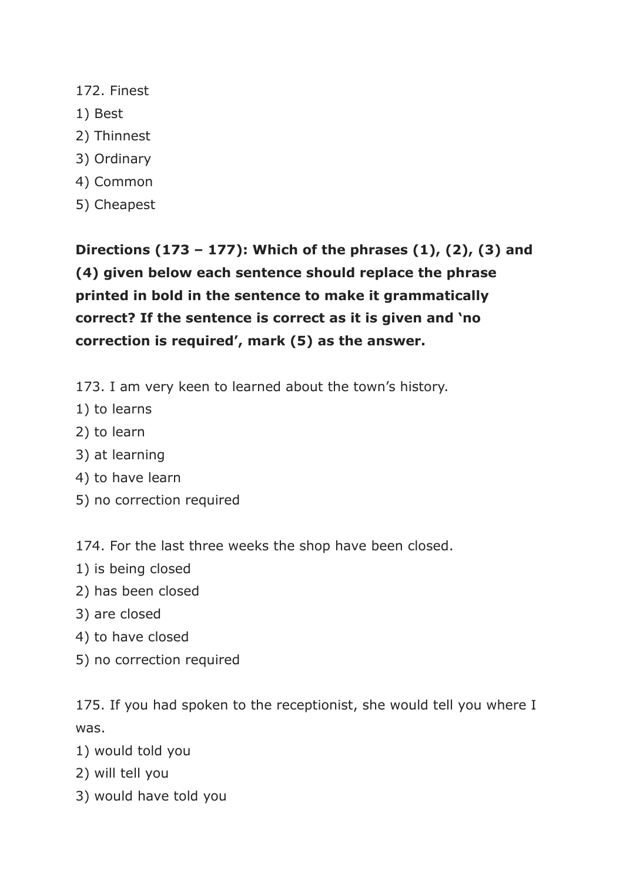172. Finest
1) Best
2) Thinnest
3) Ordinary
4) Common
5) Cheapest

**Directions (173 – 177): Which of the phrases (1), (2), (3) and (4) given below each sentence should replace the phrase printed in bold in the sentence to make it grammatically correct? If the sentence is correct as it is given and 'no correction is required', mark (5) as the answer.**

173. I am very keen to learned about the town's history.
1) to learns
2) to learn
3) at learning
4) to have learn
5) no correction required

174. For the last three weeks the shop have been closed.
1) is being closed
2) has been closed
3) are closed
4) to have closed
5) no correction required

175. If you had spoken to the receptionist, she would tell you where I was.
1) would told you
2) will tell you
3) would have told you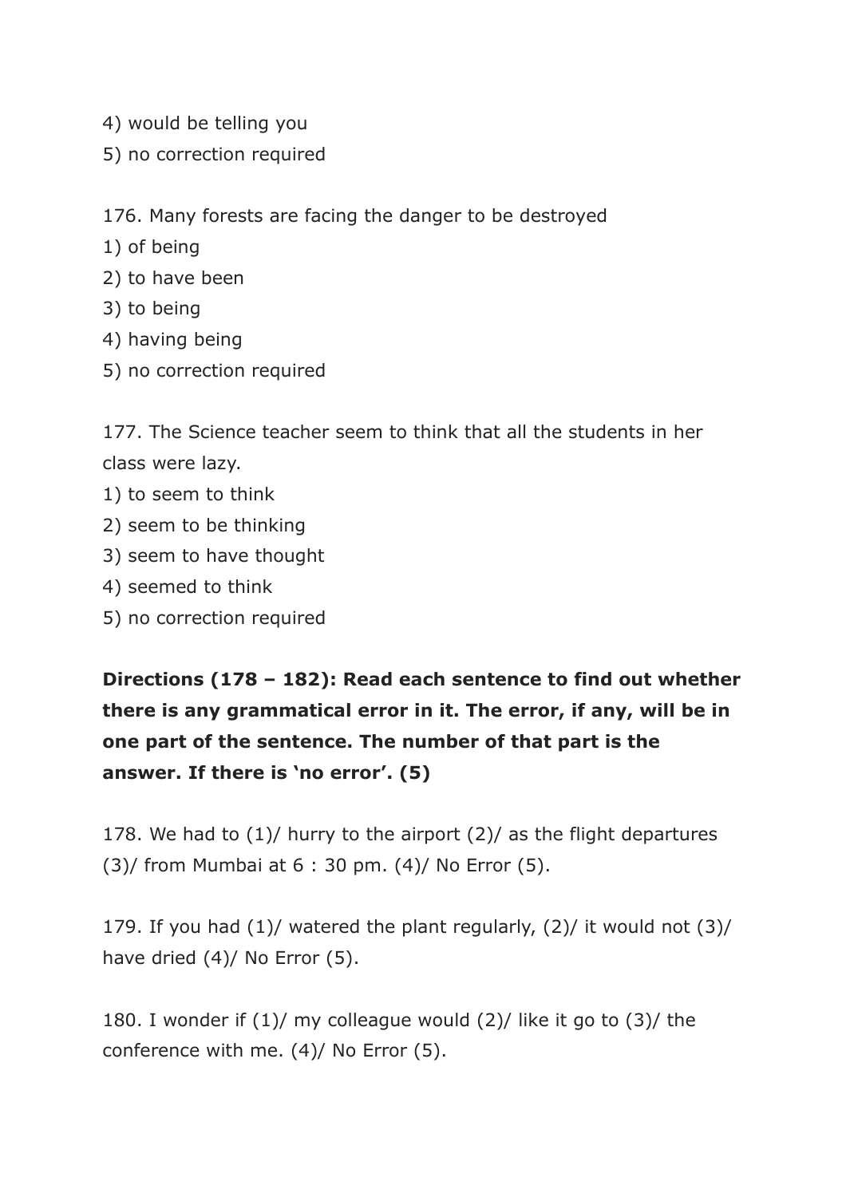4) would be telling you
5) no correction required

176. Many forests are facing the danger to be destroyed
1) of being
2) to have been
3) to being
4) having being
5) no correction required

177. The Science teacher seem to think that all the students in her class were lazy.
1) to seem to think
2) seem to be thinking
3) seem to have thought
4) seemed to think
5) no correction required

**Directions (178 – 182): Read each sentence to find out whether there is any grammatical error in it. The error, if any, will be in one part of the sentence. The number of that part is the answer. If there is 'no error'. (5)**

178. We had to (1)/ hurry to the airport (2)/ as the flight departures (3)/ from Mumbai at 6 : 30 pm. (4)/ No Error (5).

179. If you had (1)/ watered the plant regularly, (2)/ it would not (3)/ have dried (4)/ No Error (5).

180. I wonder if (1)/ my colleague would (2)/ like it go to (3)/ the conference with me. (4)/ No Error (5).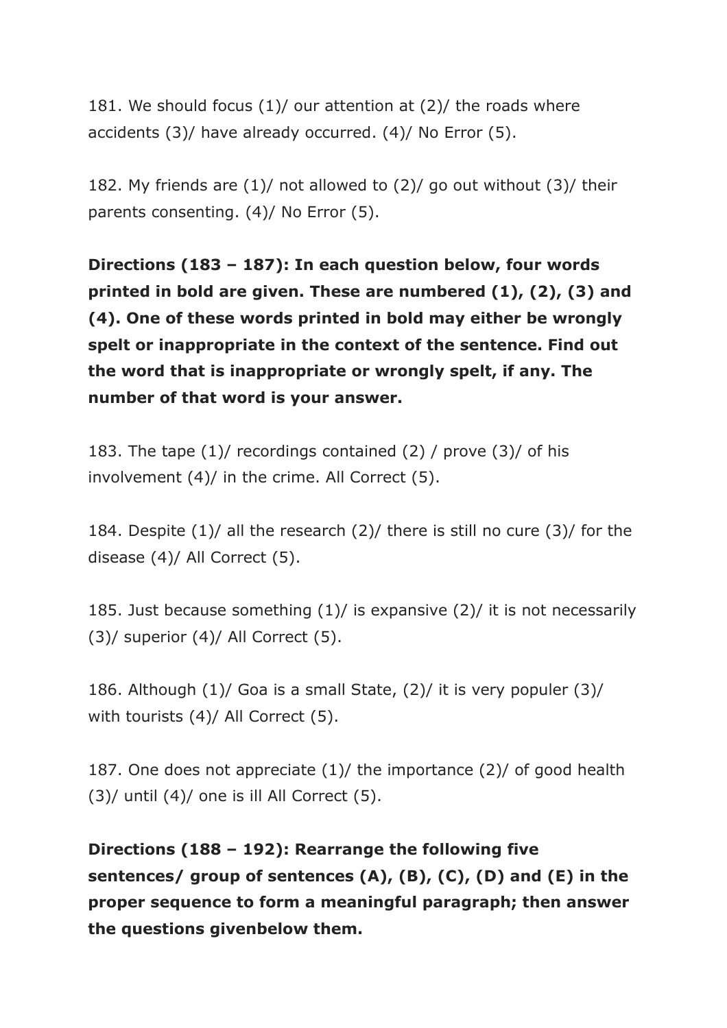181. We should focus (1)/ our attention at (2)/ the roads where accidents (3)/ have already occurred. (4)/ No Error (5).

182. My friends are (1)/ not allowed to (2)/ go out without (3)/ their parents consenting. (4)/ No Error (5).

**Directions (183 – 187): In each question below, four words printed in bold are given. These are numbered (1), (2), (3) and (4). One of these words printed in bold may either be wrongly spelt or inappropriate in the context of the sentence. Find out the word that is inappropriate or wrongly spelt, if any. The number of that word is your answer.**

183. The tape (1)/ recordings contained (2) / prove (3)/ of his involvement (4)/ in the crime. All Correct (5).

184. Despite (1)/ all the research (2)/ there is still no cure (3)/ for the disease (4)/ All Correct (5).

185. Just because something (1)/ is expansive (2)/ it is not necessarily (3)/ superior (4)/ All Correct (5).

186. Although (1)/ Goa is a small State, (2)/ it is very populer (3)/ with tourists (4)/ All Correct (5).

187. One does not appreciate (1)/ the importance (2)/ of good health (3)/ until (4)/ one is ill All Correct (5).

**Directions (188 – 192): Rearrange the following five sentences/ group of sentences (A), (B), (C), (D) and (E) in the proper sequence to form a meaningful paragraph; then answer the questions givenbelow them.**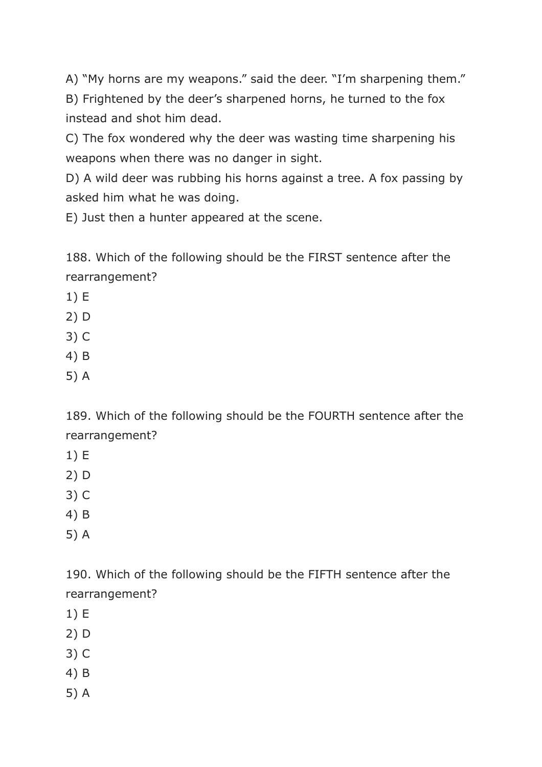A) “My horns are my weapons.” said the deer. “I’m sharpening them.”
B) Frightened by the deer’s sharpened horns, he turned to the fox instead and shot him dead.
C) The fox wondered why the deer was wasting time sharpening his weapons when there was no danger in sight.
D) A wild deer was rubbing his horns against a tree. A fox passing by asked him what he was doing.
E) Just then a hunter appeared at the scene.

188. Which of the following should be the FIRST sentence after the rearrangement?
1) E
2) D
3) C
4) B
5) A

189. Which of the following should be the FOURTH sentence after the rearrangement?
1) E
2) D
3) C
4) B
5) A

190. Which of the following should be the FIFTH sentence after the rearrangement?
1) E
2) D
3) C
4) B
5) A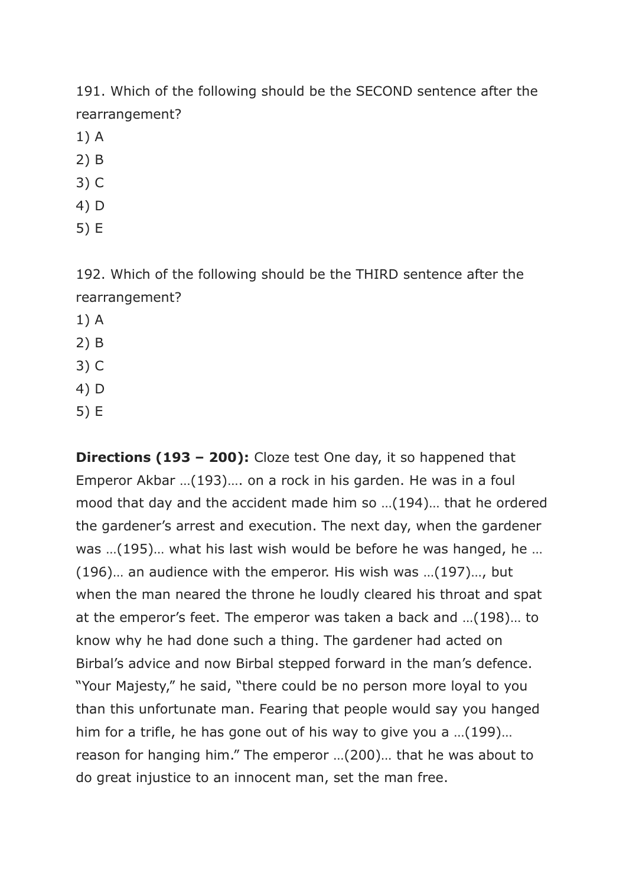191. Which of the following should be the SECOND sentence after the rearrangement?

1) A
2) B
3) C
4) D
5) E

192. Which of the following should be the THIRD sentence after the rearrangement?

1) A
2) B
3) C
4) D
5) E

**Directions (193 – 200):** Cloze test One day, it so happened that Emperor Akbar …(193)…. on a rock in his garden. He was in a foul mood that day and the accident made him so …(194)… that he ordered the gardener's arrest and execution. The next day, when the gardener was …(195)… what his last wish would be before he was hanged, he …(196)… an audience with the emperor. His wish was …(197)…, but when the man neared the throne he loudly cleared his throat and spat at the emperor's feet. The emperor was taken a back and …(198)… to know why he had done such a thing. The gardener had acted on Birbal's advice and now Birbal stepped forward in the man's defence. "Your Majesty," he said, "there could be no person more loyal to you than this unfortunate man. Fearing that people would say you hanged him for a trifle, he has gone out of his way to give you a …(199)… reason for hanging him." The emperor …(200)… that he was about to do great injustice to an innocent man, set the man free.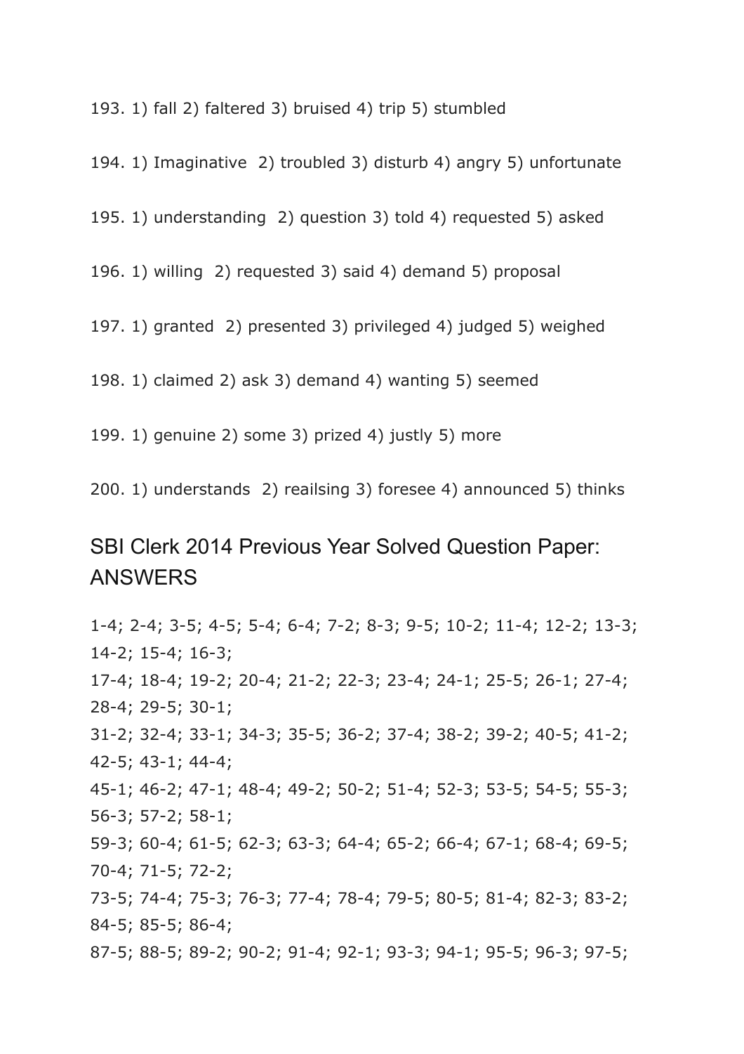193. 1) fall 2) faltered 3) bruised 4) trip 5) stumbled

194. 1) Imaginative 2) troubled 3) disturb 4) angry 5) unfortunate

195. 1) understanding 2) question 3) told 4) requested 5) asked

196. 1) willing 2) requested 3) said 4) demand 5) proposal

197. 1) granted 2) presented 3) privileged 4) judged 5) weighed

198. 1) claimed 2) ask 3) demand 4) wanting 5) seemed

199. 1) genuine 2) some 3) prized 4) justly 5) more

200. 1) understands 2) reailsing 3) foresee 4) announced 5) thinks

## SBI Clerk 2014 Previous Year Solved Question Paper: ANSWERS

1-4; 2-4; 3-5; 4-5; 5-4; 6-4; 7-2; 8-3; 9-5; 10-2; 11-4; 12-2; 13-3; 14-2; 15-4; 16-3;
17-4; 18-4; 19-2; 20-4; 21-2; 22-3; 23-4; 24-1; 25-5; 26-1; 27-4; 28-4; 29-5; 30-1;
31-2; 32-4; 33-1; 34-3; 35-5; 36-2; 37-4; 38-2; 39-2; 40-5; 41-2; 42-5; 43-1; 44-4;
45-1; 46-2; 47-1; 48-4; 49-2; 50-2; 51-4; 52-3; 53-5; 54-5; 55-3; 56-3; 57-2; 58-1;
59-3; 60-4; 61-5; 62-3; 63-3; 64-4; 65-2; 66-4; 67-1; 68-4; 69-5; 70-4; 71-5; 72-2;
73-5; 74-4; 75-3; 76-3; 77-4; 78-4; 79-5; 80-5; 81-4; 82-3; 83-2; 84-5; 85-5; 86-4;
87-5; 88-5; 89-2; 90-2; 91-4; 92-1; 93-3; 94-1; 95-5; 96-3; 97-5;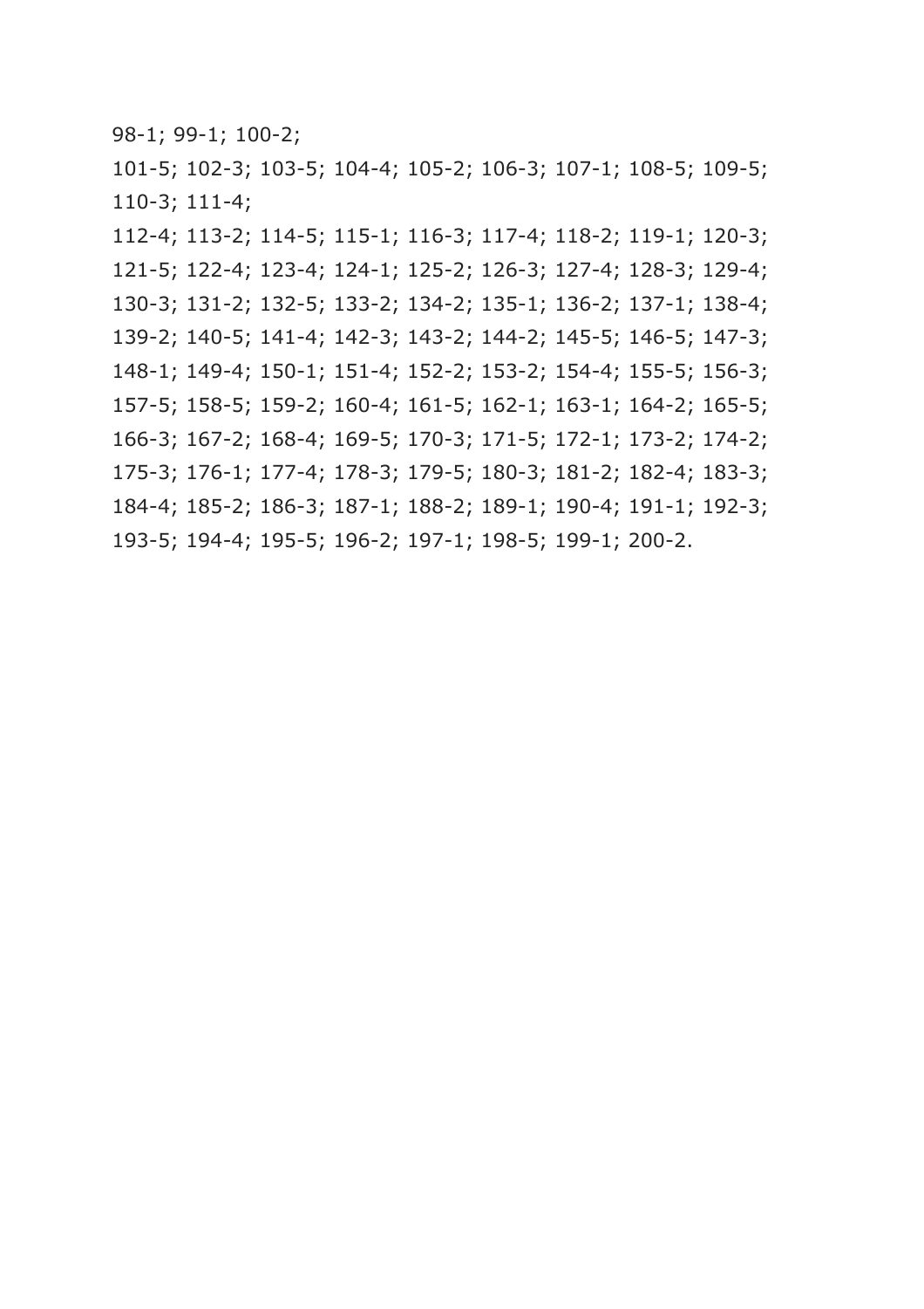98-1; 99-1; 100-2;

101-5; 102-3; 103-5; 104-4; 105-2; 106-3; 107-1; 108-5; 109-5; 110-3; 111-4;

112-4; 113-2; 114-5; 115-1; 116-3; 117-4; 118-2; 119-1; 120-3; 121-5; 122-4; 123-4; 124-1; 125-2; 126-3; 127-4; 128-3; 129-4; 130-3; 131-2; 132-5; 133-2; 134-2; 135-1; 136-2; 137-1; 138-4; 139-2; 140-5; 141-4; 142-3; 143-2; 144-2; 145-5; 146-5; 147-3; 148-1; 149-4; 150-1; 151-4; 152-2; 153-2; 154-4; 155-5; 156-3; 157-5; 158-5; 159-2; 160-4; 161-5; 162-1; 163-1; 164-2; 165-5; 166-3; 167-2; 168-4; 169-5; 170-3; 171-5; 172-1; 173-2; 174-2; 175-3; 176-1; 177-4; 178-3; 179-5; 180-3; 181-2; 182-4; 183-3; 184-4; 185-2; 186-3; 187-1; 188-2; 189-1; 190-4; 191-1; 192-3; 193-5; 194-4; 195-5; 196-2; 197-1; 198-5; 199-1; 200-2.